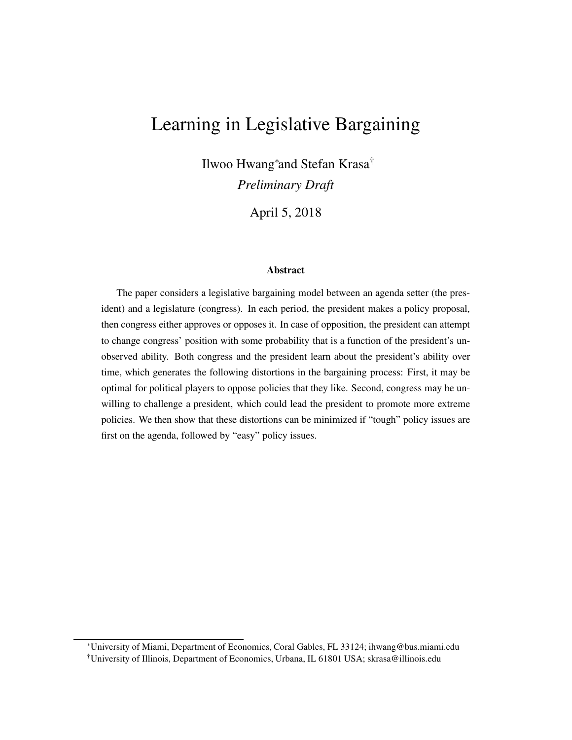# Learning in Legislative Bargaining

Ilwoo Hwang[*] and Stefan Krasa[†]

*Preliminary Draft*

April 5, 2018

### Abstract

The paper considers a legislative bargaining model between an agenda setter (the president) and a legislature (congress). In each period, the president makes a policy proposal, then congress either approves or opposes it. In case of opposition, the president can attempt to change congress' position with some probability that is a function of the president's unobserved ability. Both congress and the president learn about the president's ability over time, which generates the following distortions in the bargaining process: First, it may be optimal for political players to oppose policies that they like. Second, congress may be unwilling to challenge a president, which could lead the president to promote more extreme policies. We then show that these distortions can be minimized if "tough" policy issues are first on the agenda, followed by "easy" policy issues.

[*] University of Miami, Department of Economics, Coral Gables, FL 33124; ihwang@bus.miami.edu

[†] University of Illinois, Department of Economics, Urbana, IL 61801 USA; skrasa@illinois.edu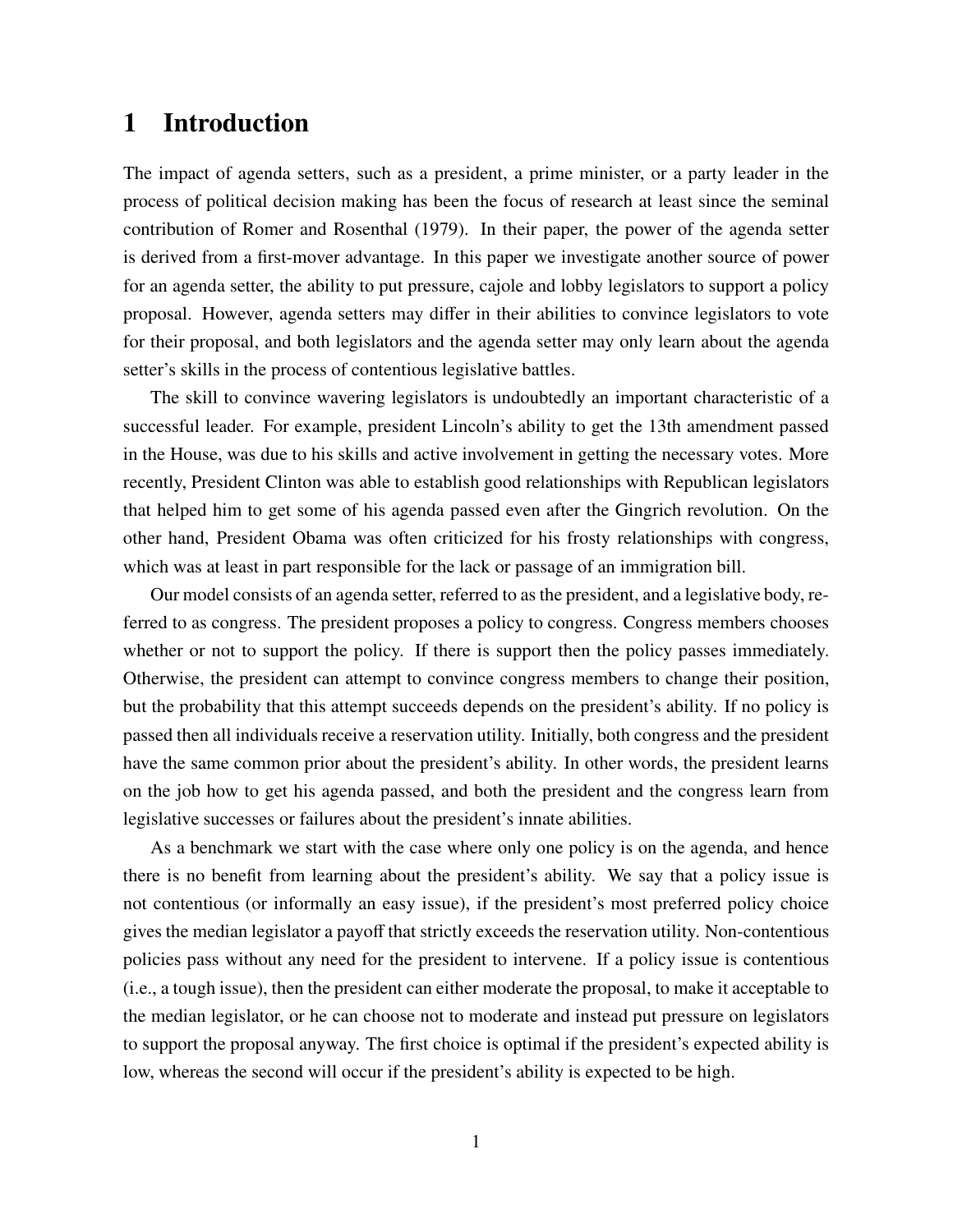# 1 Introduction

The impact of agenda setters, such as a president, a prime minister, or a party leader in the process of political decision making has been the focus of research at least since the seminal contribution of Romer and Rosenthal (1979). In their paper, the power of the agenda setter is derived from a first-mover advantage. In this paper we investigate another source of power for an agenda setter, the ability to put pressure, cajole and lobby legislators to support a policy proposal. However, agenda setters may differ in their abilities to convince legislators to vote for their proposal, and both legislators and the agenda setter may only learn about the agenda setter's skills in the process of contentious legislative battles.

The skill to convince wavering legislators is undoubtedly an important characteristic of a successful leader. For example, president Lincoln's ability to get the 13th amendment passed in the House, was due to his skills and active involvement in getting the necessary votes. More recently, President Clinton was able to establish good relationships with Republican legislators that helped him to get some of his agenda passed even after the Gingrich revolution. On the other hand, President Obama was often criticized for his frosty relationships with congress, which was at least in part responsible for the lack or passage of an immigration bill.

Our model consists of an agenda setter, referred to as the president, and a legislative body, referred to as congress. The president proposes a policy to congress. Congress members chooses whether or not to support the policy. If there is support then the policy passes immediately. Otherwise, the president can attempt to convince congress members to change their position, but the probability that this attempt succeeds depends on the president's ability. If no policy is passed then all individuals receive a reservation utility. Initially, both congress and the president have the same common prior about the president's ability. In other words, the president learns on the job how to get his agenda passed, and both the president and the congress learn from legislative successes or failures about the president's innate abilities.

As a benchmark we start with the case where only one policy is on the agenda, and hence there is no benefit from learning about the president's ability. We say that a policy issue is not contentious (or informally an easy issue), if the president's most preferred policy choice gives the median legislator a payoff that strictly exceeds the reservation utility. Non-contentious policies pass without any need for the president to intervene. If a policy issue is contentious (i.e., a tough issue), then the president can either moderate the proposal, to make it acceptable to the median legislator, or he can choose not to moderate and instead put pressure on legislators to support the proposal anyway. The first choice is optimal if the president's expected ability is low, whereas the second will occur if the president's ability is expected to be high.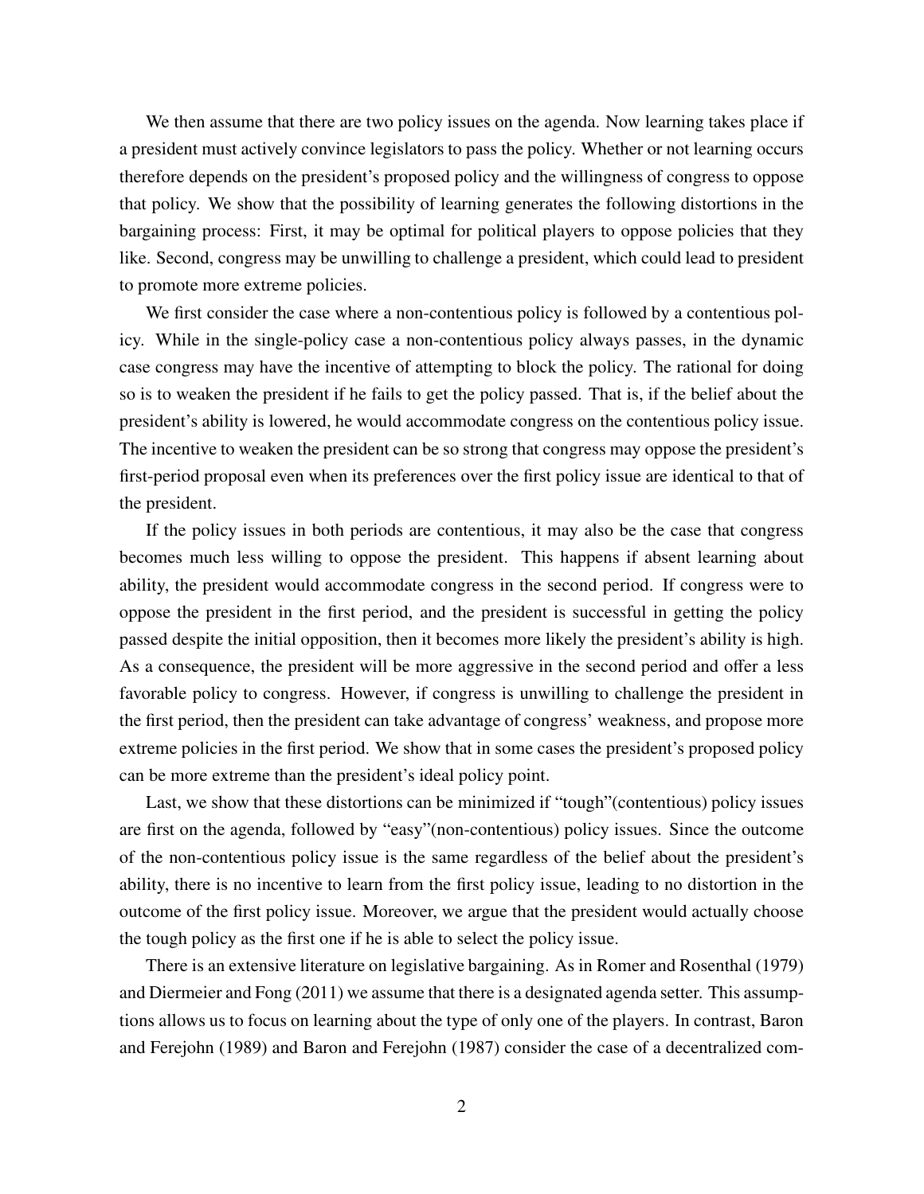We then assume that there are two policy issues on the agenda. Now learning takes place if a president must actively convince legislators to pass the policy. Whether or not learning occurs therefore depends on the president's proposed policy and the willingness of congress to oppose that policy. We show that the possibility of learning generates the following distortions in the bargaining process: First, it may be optimal for political players to oppose policies that they like. Second, congress may be unwilling to challenge a president, which could lead to president to promote more extreme policies.

We first consider the case where a non-contentious policy is followed by a contentious policy. While in the single-policy case a non-contentious policy always passes, in the dynamic case congress may have the incentive of attempting to block the policy. The rational for doing so is to weaken the president if he fails to get the policy passed. That is, if the belief about the president's ability is lowered, he would accommodate congress on the contentious policy issue. The incentive to weaken the president can be so strong that congress may oppose the president's first-period proposal even when its preferences over the first policy issue are identical to that of the president.

If the policy issues in both periods are contentious, it may also be the case that congress becomes much less willing to oppose the president. This happens if absent learning about ability, the president would accommodate congress in the second period. If congress were to oppose the president in the first period, and the president is successful in getting the policy passed despite the initial opposition, then it becomes more likely the president's ability is high. As a consequence, the president will be more aggressive in the second period and offer a less favorable policy to congress. However, if congress is unwilling to challenge the president in the first period, then the president can take advantage of congress' weakness, and propose more extreme policies in the first period. We show that in some cases the president's proposed policy can be more extreme than the president's ideal policy point.

Last, we show that these distortions can be minimized if "tough"(contentious) policy issues are first on the agenda, followed by "easy"(non-contentious) policy issues. Since the outcome of the non-contentious policy issue is the same regardless of the belief about the president's ability, there is no incentive to learn from the first policy issue, leading to no distortion in the outcome of the first policy issue. Moreover, we argue that the president would actually choose the tough policy as the first one if he is able to select the policy issue.

There is an extensive literature on legislative bargaining. As in Romer and Rosenthal (1979) and Diermeier and Fong (2011) we assume that there is a designated agenda setter. This assumptions allows us to focus on learning about the type of only one of the players. In contrast, Baron and Ferejohn (1989) and Baron and Ferejohn (1987) consider the case of a decentralized com-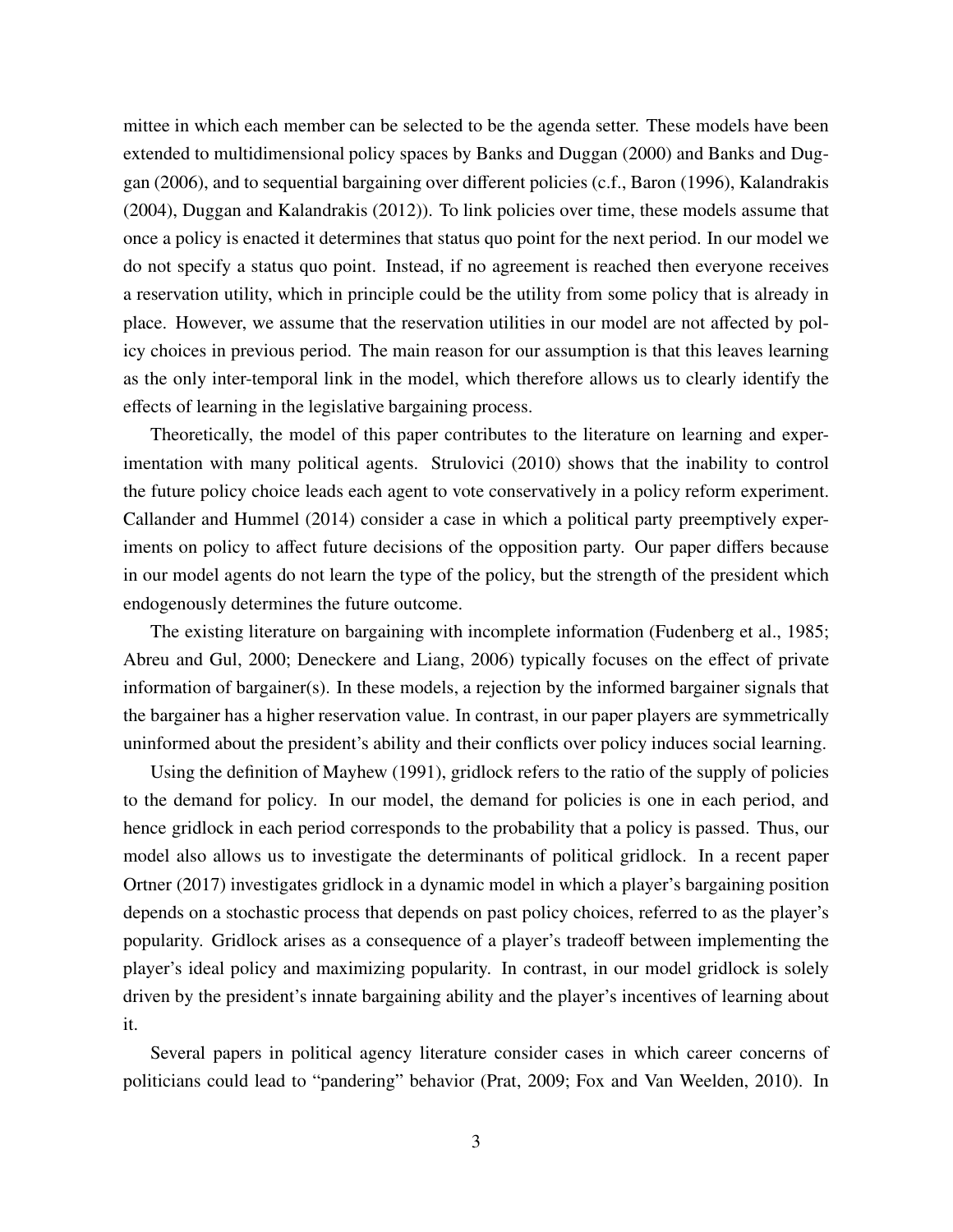mittee in which each member can be selected to be the agenda setter. These models have been extended to multidimensional policy spaces by Banks and Duggan (2000) and Banks and Duggan (2006), and to sequential bargaining over different policies (c.f., Baron (1996), Kalandrakis (2004), Duggan and Kalandrakis (2012)). To link policies over time, these models assume that once a policy is enacted it determines that status quo point for the next period. In our model we do not specify a status quo point. Instead, if no agreement is reached then everyone receives a reservation utility, which in principle could be the utility from some policy that is already in place. However, we assume that the reservation utilities in our model are not affected by policy choices in previous period. The main reason for our assumption is that this leaves learning as the only inter-temporal link in the model, which therefore allows us to clearly identify the effects of learning in the legislative bargaining process.

Theoretically, the model of this paper contributes to the literature on learning and experimentation with many political agents. Strulovici (2010) shows that the inability to control the future policy choice leads each agent to vote conservatively in a policy reform experiment. Callander and Hummel (2014) consider a case in which a political party preemptively experiments on policy to affect future decisions of the opposition party. Our paper differs because in our model agents do not learn the type of the policy, but the strength of the president which endogenously determines the future outcome.

The existing literature on bargaining with incomplete information (Fudenberg et al., 1985; Abreu and Gul, 2000; Deneckere and Liang, 2006) typically focuses on the effect of private information of bargainer(s). In these models, a rejection by the informed bargainer signals that the bargainer has a higher reservation value. In contrast, in our paper players are symmetrically uninformed about the president's ability and their conflicts over policy induces social learning.

Using the definition of Mayhew (1991), gridlock refers to the ratio of the supply of policies to the demand for policy. In our model, the demand for policies is one in each period, and hence gridlock in each period corresponds to the probability that a policy is passed. Thus, our model also allows us to investigate the determinants of political gridlock. In a recent paper Ortner (2017) investigates gridlock in a dynamic model in which a player's bargaining position depends on a stochastic process that depends on past policy choices, referred to as the player's popularity. Gridlock arises as a consequence of a player's tradeoff between implementing the player's ideal policy and maximizing popularity. In contrast, in our model gridlock is solely driven by the president's innate bargaining ability and the player's incentives of learning about it.

Several papers in political agency literature consider cases in which career concerns of politicians could lead to "pandering" behavior (Prat, 2009; Fox and Van Weelden, 2010). In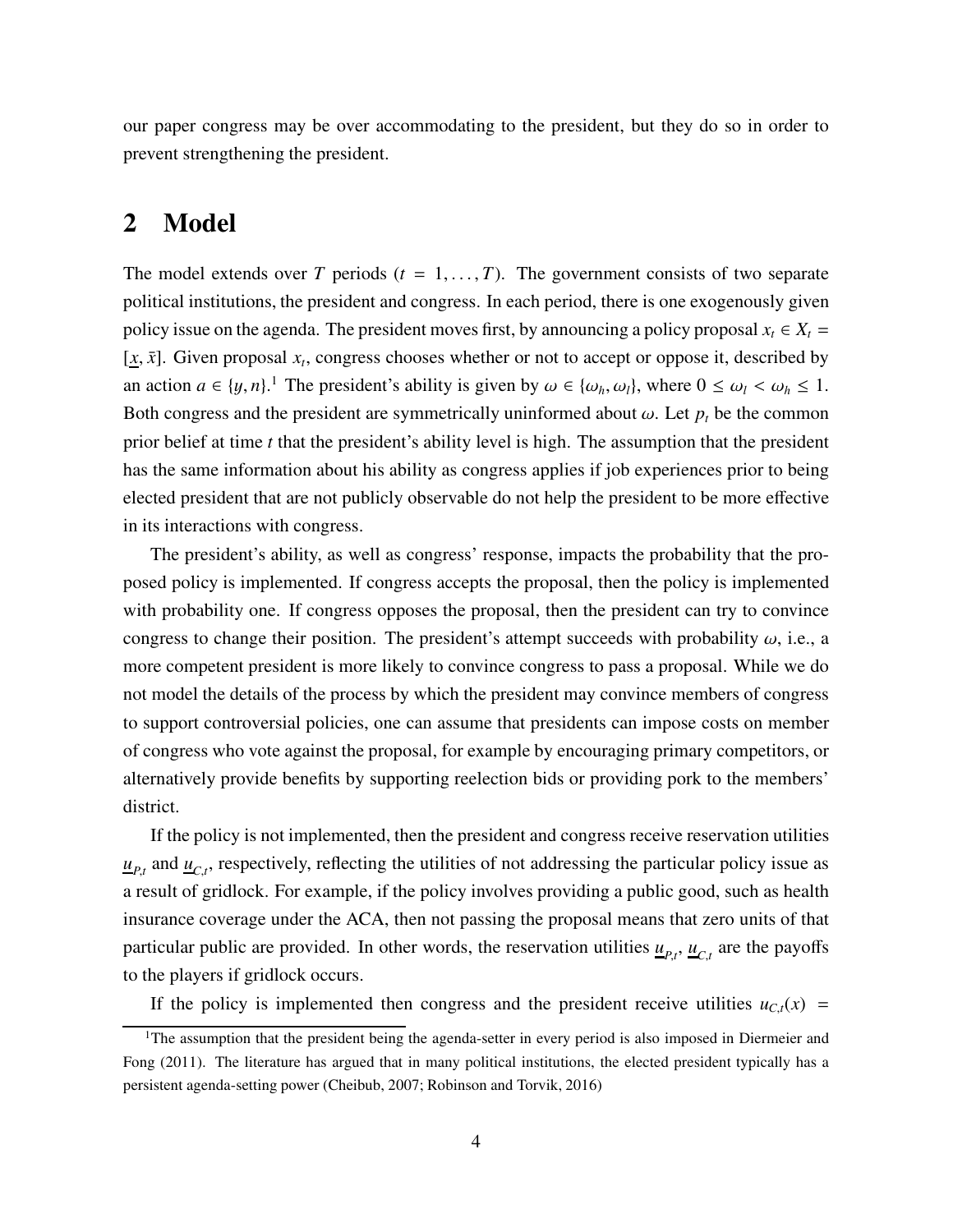our paper congress may be over accommodating to the president, but they do so in order to prevent strengthening the president.

## 2 Model

The model extends over $T$ periods ($t = 1, \ldots, T$). The government consists of two separate political institutions, the president and congress. In each period, there is one exogenously given policy issue on the agenda. The president moves first, by announcing a policy proposal $x_t \in X_t = [\underline{x}, \bar{x}]$. Given proposal $x_t$, congress chooses whether or not to accept or oppose it, described by an action $a \in \{y, n\}$.[1] The president's ability is given by $\omega \in \{\omega_h, \omega_l\}$, where $0 \leq \omega_l < \omega_h \leq 1$. Both congress and the president are symmetrically uninformed about $\omega$. Let $p_t$ be the common prior belief at time $t$ that the president's ability level is high. The assumption that the president has the same information about his ability as congress applies if job experiences prior to being elected president that are not publicly observable do not help the president to be more effective in its interactions with congress.

The president's ability, as well as congress' response, impacts the probability that the proposed policy is implemented. If congress accepts the proposal, then the policy is implemented with probability one. If congress opposes the proposal, then the president can try to convince congress to change their position. The president's attempt succeeds with probability $\omega$, i.e., a more competent president is more likely to convince congress to pass a proposal. While we do not model the details of the process by which the president may convince members of congress to support controversial policies, one can assume that presidents can impose costs on member of congress who vote against the proposal, for example by encouraging primary competitors, or alternatively provide benefits by supporting reelection bids or providing pork to the members' district.

If the policy is not implemented, then the president and congress receive reservation utilities $\underline{u}_{P,t}$ and $\underline{u}_{C,t}$, respectively, reflecting the utilities of not addressing the particular policy issue as a result of gridlock. For example, if the policy involves providing a public good, such as health insurance coverage under the ACA, then not passing the proposal means that zero units of that particular public are provided. In other words, the reservation utilities $\underline{u}_{P,t}$, $\underline{u}_{C,t}$ are the payoffs to the players if gridlock occurs.

If the policy is implemented then congress and the president receive utilities $u_{C,t}(x) =$

[1] The assumption that the president being the agenda-setter in every period is also imposed in Diermeier and Fong (2011). The literature has argued that in many political institutions, the elected president typically has a persistent agenda-setting power (Cheibub, 2007; Robinson and Torvik, 2016)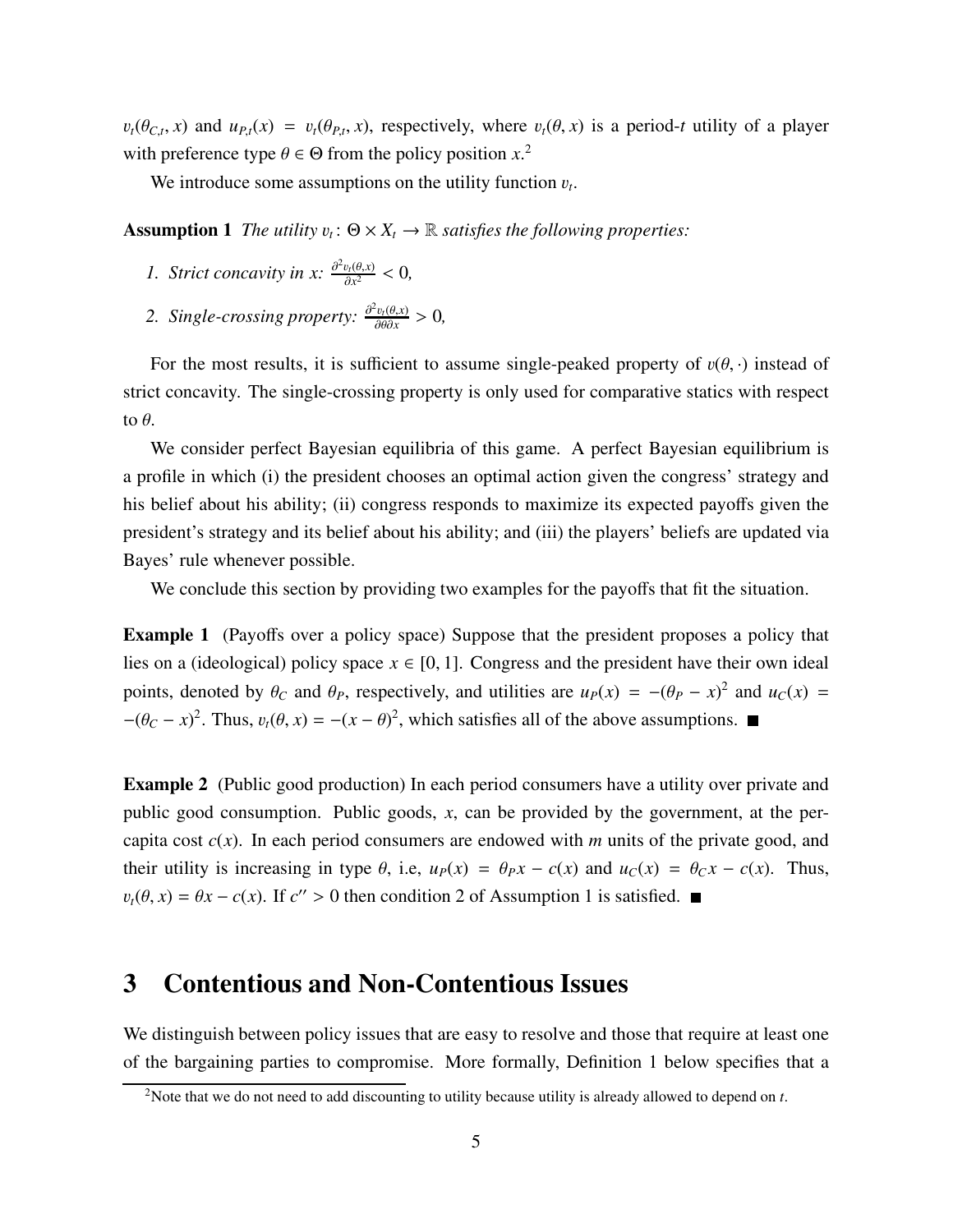$v_t(\theta_{C,t}, x)$ and $u_{P,t}(x) = v_t(\theta_{P,t}, x)$, respectively, where $v_t(\theta, x)$ is a period-$t$ utility of a player with preference type $\theta \in \Theta$ from the policy position $x$.[2]

We introduce some assumptions on the utility function $v_t$.

**Assumption 1** *The utility $v_t \colon \Theta \times X_t \to \mathbb{R}$ satisfies the following properties:*

1. *Strict concavity in $x$: $\frac{\partial^2 v_t(\theta,x)}{\partial x^2} < 0$,*
2. *Single-crossing property: $\frac{\partial^2 v_t(\theta,x)}{\partial \theta \partial x} > 0$,*

For the most results, it is sufficient to assume single-peaked property of $v(\theta, \cdot)$ instead of strict concavity. The single-crossing property is only used for comparative statics with respect to $\theta$.

We consider perfect Bayesian equilibria of this game. A perfect Bayesian equilibrium is a profile in which (i) the president chooses an optimal action given the congress' strategy and his belief about his ability; (ii) congress responds to maximize its expected payoffs given the president's strategy and its belief about his ability; and (iii) the players' beliefs are updated via Bayes' rule whenever possible.

We conclude this section by providing two examples for the payoffs that fit the situation.

**Example 1** (Payoffs over a policy space) Suppose that the president proposes a policy that lies on a (ideological) policy space $x \in [0, 1]$. Congress and the president have their own ideal points, denoted by $\theta_C$ and $\theta_P$, respectively, and utilities are $u_P(x) = -(\theta_P - x)^2$ and $u_C(x) = -(\theta_C - x)^2$. Thus, $v_t(\theta, x) = -(x - \theta)^2$, which satisfies all of the above assumptions. ■

**Example 2** (Public good production) In each period consumers have a utility over private and public good consumption. Public goods, $x$, can be provided by the government, at the per-capita cost $c(x)$. In each period consumers are endowed with $m$ units of the private good, and their utility is increasing in type $\theta$, i.e, $u_P(x) = \theta_P x - c(x)$ and $u_C(x) = \theta_C x - c(x)$. Thus, $v_t(\theta, x) = \theta x - c(x)$. If $c'' > 0$ then condition 2 of Assumption 1 is satisfied. ■

# 3 Contentious and Non-Contentious Issues

We distinguish between policy issues that are easy to resolve and those that require at least one of the bargaining parties to compromise. More formally, Definition 1 below specifies that a

[2] Note that we do not need to add discounting to utility because utility is already allowed to depend on $t$.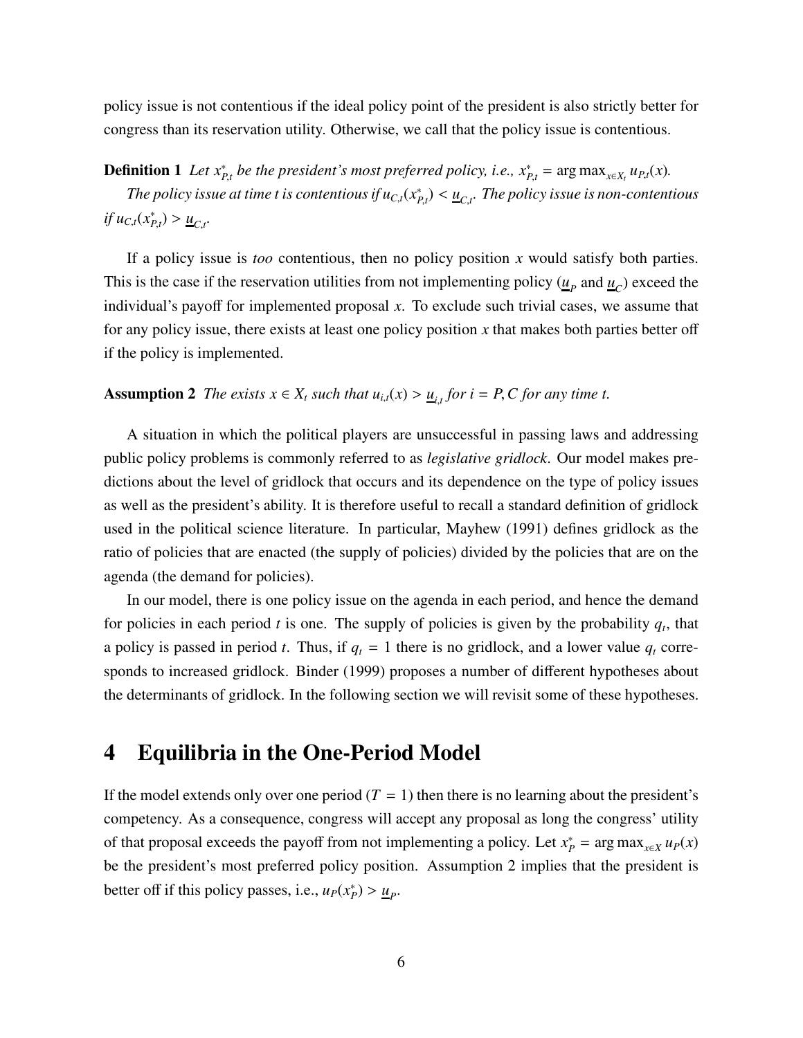policy issue is not contentious if the ideal policy point of the president is also strictly better for congress than its reservation utility. Otherwise, we call that the policy issue is contentious.

**Definition 1** *Let $x^*_{P,t}$ be the president's most preferred policy, i.e., $x^*_{P,t} = \arg\max_{x \in X_t} u_{P,t}(x)$.*

*The policy issue at time t is contentious if $u_{C,t}(x^*_{P,t}) < \underline{u}_{C,t}$. The policy issue is non-contentious if $u_{C,t}(x^*_{P,t}) > \underline{u}_{C,t}$.*

If a policy issue is *too* contentious, then no policy position $x$ would satisfy both parties. This is the case if the reservation utilities from not implementing policy ($\underline{u}_P$ and $\underline{u}_C$) exceed the individual's payoff for implemented proposal $x$. To exclude such trivial cases, we assume that for any policy issue, there exists at least one policy position $x$ that makes both parties better off if the policy is implemented.

**Assumption 2** *The exists $x \in X_t$ such that $u_{i,t}(x) > \underline{u}_{i,t}$ for $i = P, C$ for any time t.*

A situation in which the political players are unsuccessful in passing laws and addressing public policy problems is commonly referred to as *legislative gridlock*. Our model makes predictions about the level of gridlock that occurs and its dependence on the type of policy issues as well as the president's ability. It is therefore useful to recall a standard definition of gridlock used in the political science literature. In particular, Mayhew (1991) defines gridlock as the ratio of policies that are enacted (the supply of policies) divided by the policies that are on the agenda (the demand for policies).

In our model, there is one policy issue on the agenda in each period, and hence the demand for policies in each period $t$ is one. The supply of policies is given by the probability $q_t$, that a policy is passed in period $t$. Thus, if $q_t = 1$ there is no gridlock, and a lower value $q_t$ corresponds to increased gridlock. Binder (1999) proposes a number of different hypotheses about the determinants of gridlock. In the following section we will revisit some of these hypotheses.

# 4 Equilibria in the One-Period Model

If the model extends only over one period ($T = 1$) then there is no learning about the president's competency. As a consequence, congress will accept any proposal as long the congress' utility of that proposal exceeds the payoff from not implementing a policy. Let $x^*_P = \arg\max_{x \in X} u_P(x)$ be the president's most preferred policy position. Assumption 2 implies that the president is better off if this policy passes, i.e., $u_P(x^*_P) > \underline{u}_P$.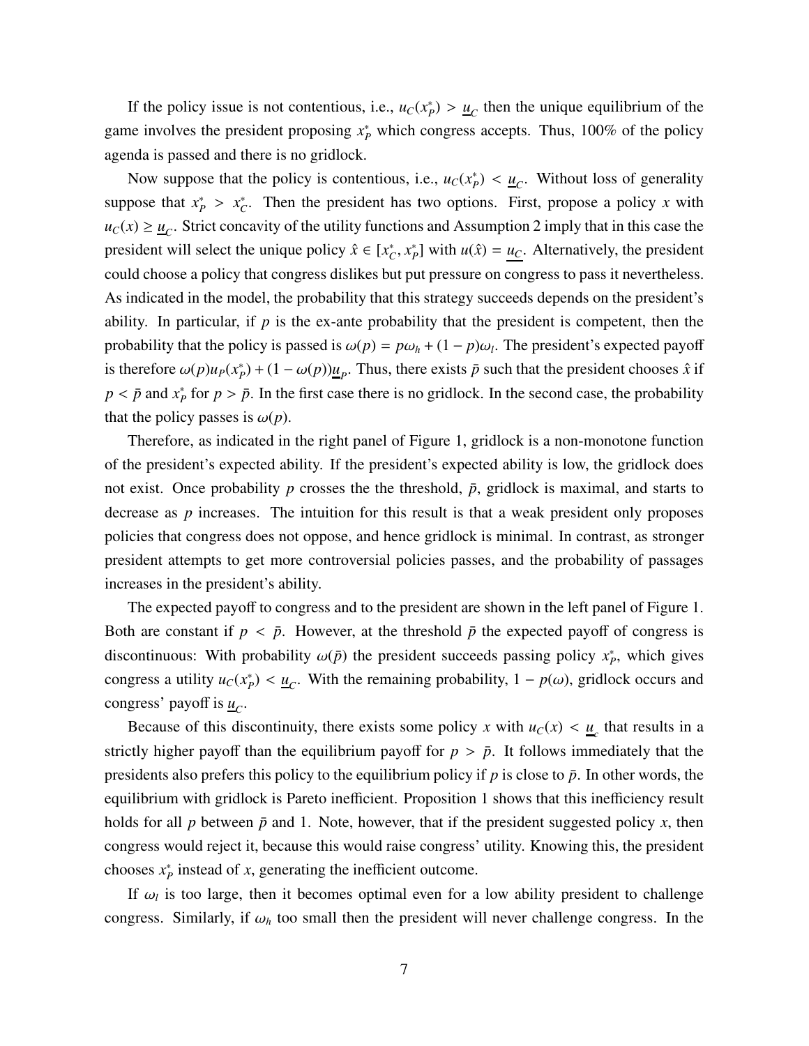If the policy issue is not contentious, i.e., $u_C(x_P^*) > \underline{u}_C$ then the unique equilibrium of the game involves the president proposing $x_P^*$ which congress accepts. Thus, 100% of the policy agenda is passed and there is no gridlock.

Now suppose that the policy is contentious, i.e., $u_C(x_P^*) < \underline{u}_C$. Without loss of generality suppose that $x_P^* > x_C^*$. Then the president has two options. First, propose a policy $x$ with $u_C(x) \geq \underline{u}_C$. Strict concavity of the utility functions and Assumption 2 imply that in this case the president will select the unique policy $\hat{x} \in [x_C^*, x_P^*]$ with $u(\hat{x}) = \underline{u_C}$. Alternatively, the president could choose a policy that congress dislikes but put pressure on congress to pass it nevertheless. As indicated in the model, the probability that this strategy succeeds depends on the president's ability. In particular, if $p$ is the ex-ante probability that the president is competent, then the probability that the policy is passed is $\omega(p) = p\omega_h + (1 - p)\omega_l$. The president's expected payoff is therefore $\omega(p)u_P(x_P^*) + (1 - \omega(p))\underline{u}_P$. Thus, there exists $\bar{p}$ such that the president chooses $\hat{x}$ if $p < \bar{p}$ and $x_P^*$ for $p > \bar{p}$. In the first case there is no gridlock. In the second case, the probability that the policy passes is $\omega(p)$.

Therefore, as indicated in the right panel of Figure 1, gridlock is a non-monotone function of the president's expected ability. If the president's expected ability is low, the gridlock does not exist. Once probability $p$ crosses the the threshold, $\bar{p}$, gridlock is maximal, and starts to decrease as $p$ increases. The intuition for this result is that a weak president only proposes policies that congress does not oppose, and hence gridlock is minimal. In contrast, as stronger president attempts to get more controversial policies passes, and the probability of passages increases in the president's ability.

The expected payoff to congress and to the president are shown in the left panel of Figure 1. Both are constant if $p < \bar{p}$. However, at the threshold $\bar{p}$ the expected payoff of congress is discontinuous: With probability $\omega(\bar{p})$ the president succeeds passing policy $x_P^*$, which gives congress a utility $u_C(x_P^*) < \underline{u}_C$. With the remaining probability, $1 - p(\omega)$, gridlock occurs and congress' payoff is $\underline{u}_C$.

Because of this discontinuity, there exists some policy $x$ with $u_C(x) < \underline{u}_c$ that results in a strictly higher payoff than the equilibrium payoff for $p > \bar{p}$. It follows immediately that the presidents also prefers this policy to the equilibrium policy if $p$ is close to $\bar{p}$. In other words, the equilibrium with gridlock is Pareto inefficient. Proposition 1 shows that this inefficiency result holds for all $p$ between $\bar{p}$ and 1. Note, however, that if the president suggested policy $x$, then congress would reject it, because this would raise congress' utility. Knowing this, the president chooses $x_P^*$ instead of $x$, generating the inefficient outcome.

If $\omega_l$ is too large, then it becomes optimal even for a low ability president to challenge congress. Similarly, if $\omega_h$ too small then the president will never challenge congress. In the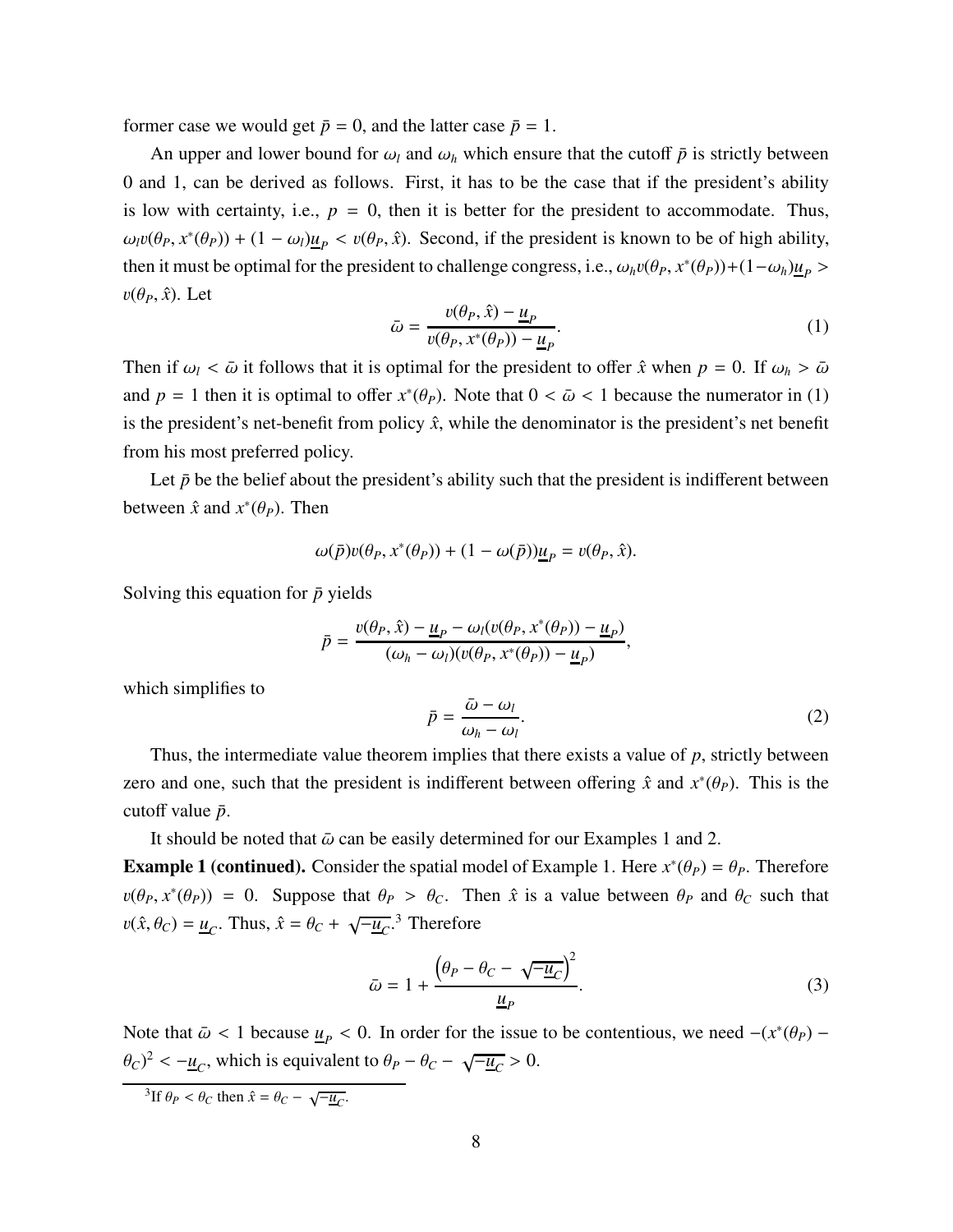former case we would get $\bar{p} = 0$, and the latter case $\bar{p} = 1$.

An upper and lower bound for $\omega_l$ and $\omega_h$ which ensure that the cutoff $\bar{p}$ is strictly between 0 and 1, can be derived as follows. First, it has to be the case that if the president's ability is low with certainty, i.e., $p = 0$, then it is better for the president to accommodate. Thus, $\omega_l v(\theta_P, x^*(\theta_P)) + (1 - \omega_l)\underline{u}_P < v(\theta_P, \hat{x})$. Second, if the president is known to be of high ability, then it must be optimal for the president to challenge congress, i.e., $\omega_h v(\theta_P, x^*(\theta_P)) + (1-\omega_h)\underline{u}_P > v(\theta_P, \hat{x})$. Let

$$\bar{\omega} = \frac{v(\theta_P, \hat{x}) - \underline{u}_P}{v(\theta_P, x^*(\theta_P)) - \underline{u}_P}. \tag{1}$$

Then if $\omega_l < \bar{\omega}$ it follows that it is optimal for the president to offer $\hat{x}$ when $p = 0$. If $\omega_h > \bar{\omega}$ and $p = 1$ then it is optimal to offer $x^*(\theta_P)$. Note that $0 < \bar{\omega} < 1$ because the numerator in (1) is the president's net-benefit from policy $\hat{x}$, while the denominator is the president's net benefit from his most preferred policy.

Let $\bar{p}$ be the belief about the president's ability such that the president is indifferent between between $\hat{x}$ and $x^*(\theta_P)$. Then

$$\omega(\bar{p})v(\theta_P, x^*(\theta_P)) + (1 - \omega(\bar{p}))\underline{u}_P = v(\theta_P, \hat{x}).$$

Solving this equation for $\bar{p}$ yields

$$\bar{p} = \frac{v(\theta_P, \hat{x}) - \underline{u}_P - \omega_l(v(\theta_P, x^*(\theta_P)) - \underline{u}_P)}{(\omega_h - \omega_l)(v(\theta_P, x^*(\theta_P)) - \underline{u}_P)},$$

which simplifies to

$$\bar{p} = \frac{\bar{\omega} - \omega_l}{\omega_h - \omega_l}. \tag{2}$$

Thus, the intermediate value theorem implies that there exists a value of $p$, strictly between zero and one, such that the president is indifferent between offering $\hat{x}$ and $x^*(\theta_P)$. This is the cutoff value $\bar{p}$.

It should be noted that $\bar{\omega}$ can be easily determined for our Examples 1 and 2.

**Example 1 (continued).** Consider the spatial model of Example 1. Here $x^*(\theta_P) = \theta_P$. Therefore $v(\theta_P, x^*(\theta_P)) = 0$. Suppose that $\theta_P > \theta_C$. Then $\hat{x}$ is a value between $\theta_P$ and $\theta_C$ such that $v(\hat{x}, \theta_C) = \underline{u}_C$. Thus, $\hat{x} = \theta_C + \sqrt{-\underline{u}_C}$.[3] Therefore

$$\bar{\omega} = 1 + \frac{\left(\theta_P - \theta_C - \sqrt{-\underline{u}_C}\right)^2}{\underline{u}_P}. \tag{3}$$

Note that $\bar{\omega} < 1$ because $\underline{u}_P < 0$. In order for the issue to be contentious, we need $-(x^*(\theta_P) - \theta_C)^2 < -\underline{u}_C$, which is equivalent to $\theta_P - \theta_C - \sqrt{-\underline{u}_C} > 0$.

[3] If $\theta_P < \theta_C$ then $\hat{x} = \theta_C - \sqrt{-\underline{u}_C}$.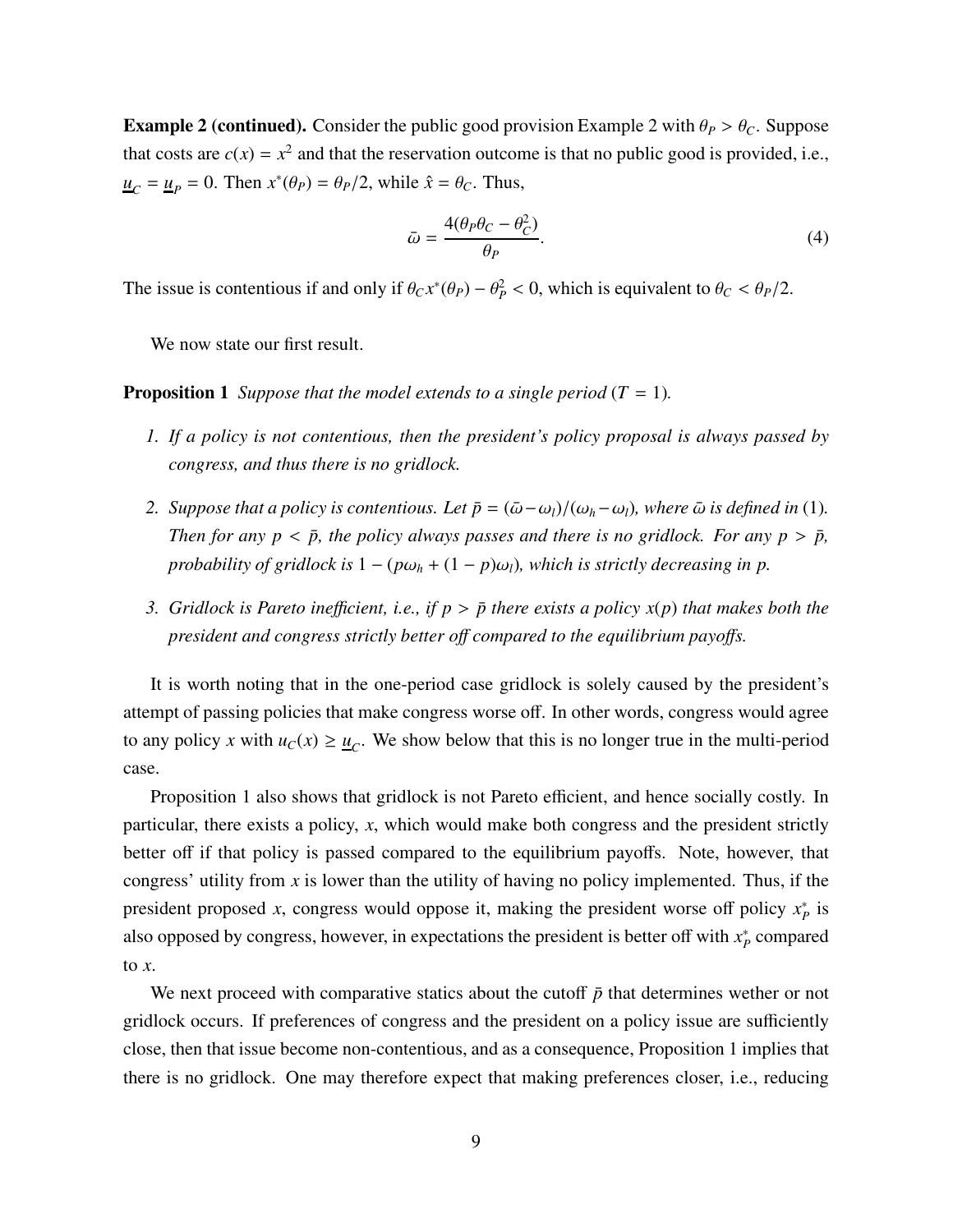**Example 2 (continued).** Consider the public good provision Example 2 with $\theta_P > \theta_C$. Suppose that costs are $c(x) = x^2$ and that the reservation outcome is that no public good is provided, i.e., $\underline{u}_C = \underline{u}_P = 0$. Then $x^*(\theta_P) = \theta_P/2$, while $\hat{x} = \theta_C$. Thus,

$$\bar{\omega} = \frac{4(\theta_P\theta_C - \theta_C^2)}{\theta_P}. \tag{4}$$

The issue is contentious if and only if $\theta_C x^*(\theta_P) - \theta_P^2 < 0$, which is equivalent to $\theta_C < \theta_P/2$.

We now state our first result.

**Proposition 1** *Suppose that the model extends to a single period ($T = 1$).*

1. *If a policy is not contentious, then the president's policy proposal is always passed by congress, and thus there is no gridlock.*
2. *Suppose that a policy is contentious. Let $\bar{p} = (\bar{\omega} - \omega_l)/(\omega_h - \omega_l)$, where $\bar{\omega}$ is defined in* (1)*. Then for any $p < \bar{p}$, the policy always passes and there is no gridlock. For any $p > \bar{p}$, probability of gridlock is $1 - (p\omega_h + (1 - p)\omega_l)$, which is strictly decreasing in $p$.*
3. *Gridlock is Pareto inefficient, i.e., if $p > \bar{p}$ there exists a policy $x(p)$ that makes both the president and congress strictly better off compared to the equilibrium payoffs.*

It is worth noting that in the one-period case gridlock is solely caused by the president's attempt of passing policies that make congress worse off. In other words, congress would agree to any policy $x$ with $u_C(x) \geq \underline{u}_C$. We show below that this is no longer true in the multi-period case.

Proposition 1 also shows that gridlock is not Pareto efficient, and hence socially costly. In particular, there exists a policy, $x$, which would make both congress and the president strictly better off if that policy is passed compared to the equilibrium payoffs. Note, however, that congress' utility from $x$ is lower than the utility of having no policy implemented. Thus, if the president proposed $x$, congress would oppose it, making the president worse off policy $x_P^*$ is also opposed by congress, however, in expectations the president is better off with $x_P^*$ compared to $x$.

We next proceed with comparative statics about the cutoff $\bar{p}$ that determines wether or not gridlock occurs. If preferences of congress and the president on a policy issue are sufficiently close, then that issue become non-contentious, and as a consequence, Proposition 1 implies that there is no gridlock. One may therefore expect that making preferences closer, i.e., reducing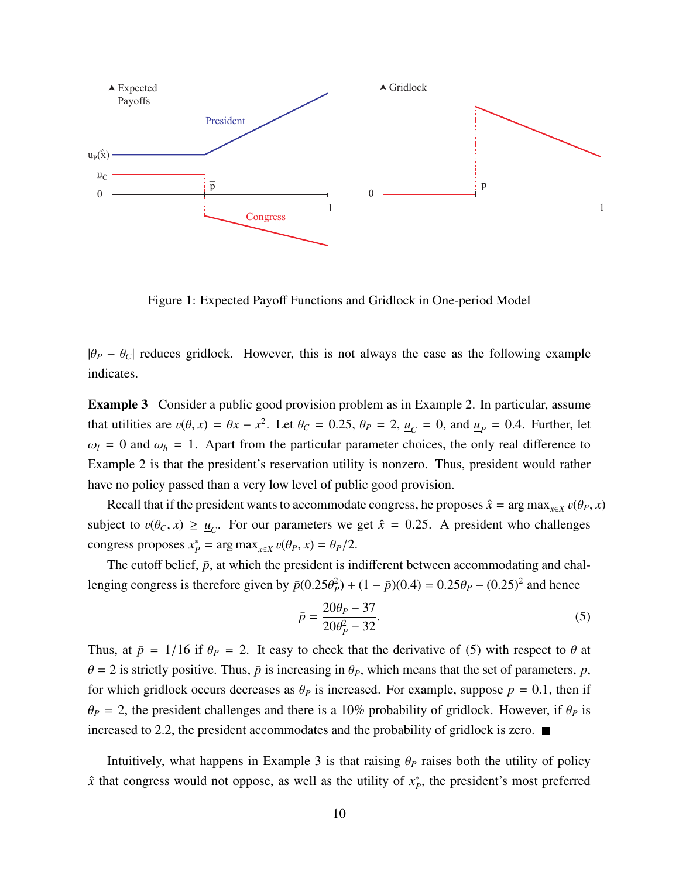Figure 1: Expected Payoff Functions and Gridlock in One-period Model

$|\theta_P - \theta_C|$ reduces gridlock. However, this is not always the case as the following example indicates.

**Example 3** Consider a public good provision problem as in Example 2. In particular, assume that utilities are $v(\theta, x) = \theta x - x^2$. Let $\theta_C = 0.25$, $\theta_P = 2$, $\underline{u}_C = 0$, and $\underline{u}_P = 0.4$. Further, let $\omega_l = 0$ and $\omega_h = 1$. Apart from the particular parameter choices, the only real difference to Example 2 is that the president's reservation utility is nonzero. Thus, president would rather have no policy passed than a very low level of public good provision.

Recall that if the president wants to accommodate congress, he proposes $\hat{x} = \arg\max_{x \in X} v(\theta_P, x)$ subject to $v(\theta_C, x) \geq \underline{u}_C$. For our parameters we get $\hat{x} = 0.25$. A president who challenges congress proposes $x_P^* = \arg\max_{x \in X} v(\theta_P, x) = \theta_P/2$.

The cutoff belief, $\bar{p}$, at which the president is indifferent between accommodating and challenging congress is therefore given by $\bar{p}(0.25\theta_P^2) + (1 - \bar{p})(0.4) = 0.25\theta_P - (0.25)^2$ and hence

$$\bar{p} = \frac{20\theta_P - 37}{20\theta_P^2 - 32}. \tag{5}$$

Thus, at $\bar{p} = 1/16$ if $\theta_P = 2$. It easy to check that the derivative of (5) with respect to $\theta$ at $\theta = 2$ is strictly positive. Thus, $\bar{p}$ is increasing in $\theta_P$, which means that the set of parameters, $p$, for which gridlock occurs decreases as $\theta_P$ is increased. For example, suppose $p = 0.1$, then if $\theta_P = 2$, the president challenges and there is a 10% probability of gridlock. However, if $\theta_P$ is increased to 2.2, the president accommodates and the probability of gridlock is zero. ■

Intuitively, what happens in Example 3 is that raising $\theta_P$ raises both the utility of policy $\hat{x}$ that congress would not oppose, as well as the utility of $x_P^*$, the president's most preferred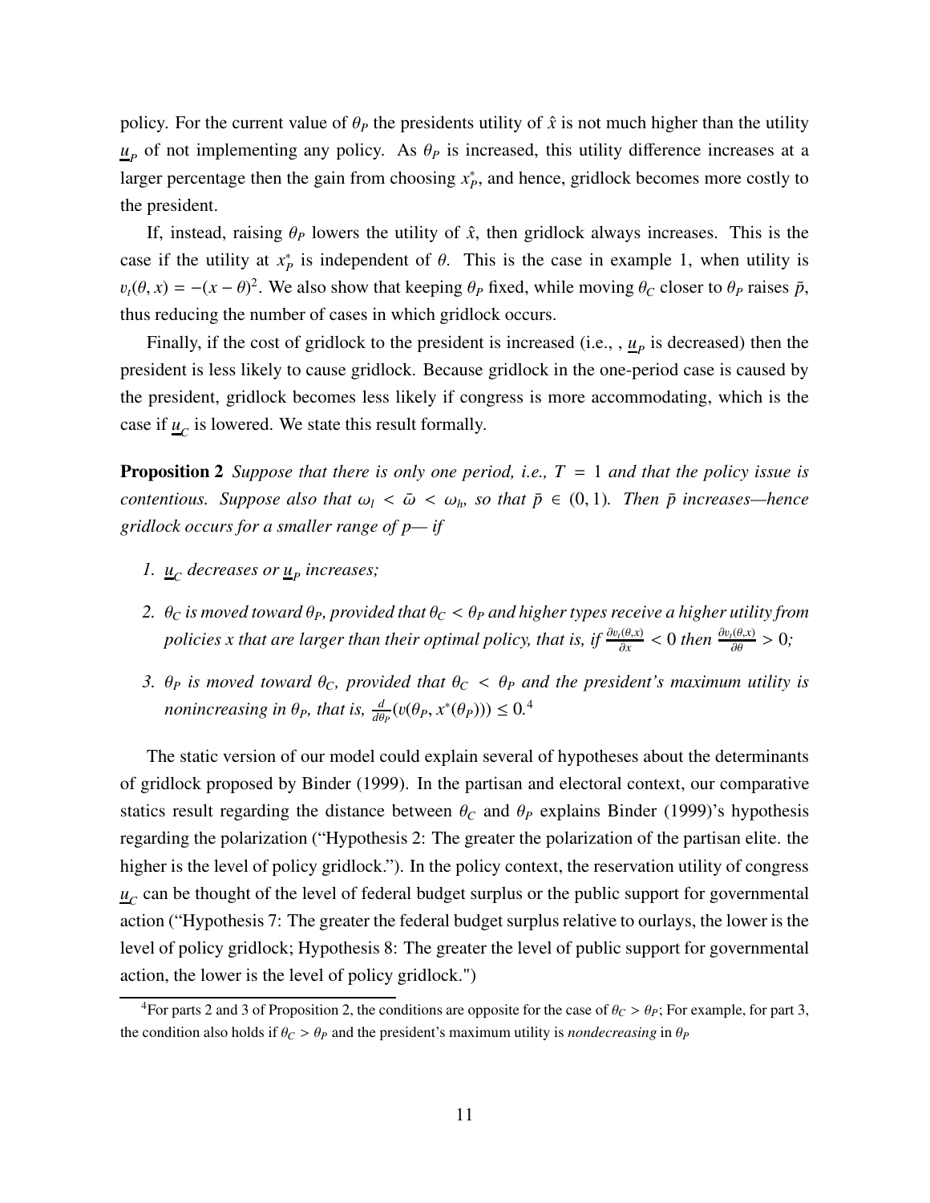policy. For the current value of $\theta_P$ the presidents utility of $\hat{x}$ is not much higher than the utility $\underline{u}_P$ of not implementing any policy. As $\theta_P$ is increased, this utility difference increases at a larger percentage then the gain from choosing $x_P^*$, and hence, gridlock becomes more costly to the president.

If, instead, raising $\theta_P$ lowers the utility of $\hat{x}$, then gridlock always increases. This is the case if the utility at $x_P^*$ is independent of $\theta$. This is the case in example 1, when utility is $v_t(\theta, x) = -(x - \theta)^2$. We also show that keeping $\theta_P$ fixed, while moving $\theta_C$ closer to $\theta_P$ raises $\bar{p}$, thus reducing the number of cases in which gridlock occurs.

Finally, if the cost of gridlock to the president is increased (i.e., , $\underline{u}_P$ is decreased) then the president is less likely to cause gridlock. Because gridlock in the one-period case is caused by the president, gridlock becomes less likely if congress is more accommodating, which is the case if $\underline{u}_C$ is lowered. We state this result formally.

**Proposition 2** *Suppose that there is only one period, i.e., $T = 1$ and that the policy issue is contentious. Suppose also that $\omega_l < \bar{\omega} < \omega_h$, so that $\bar{p} \in (0, 1)$. Then $\bar{p}$ increases—hence gridlock occurs for a smaller range of $p$— if*

1. *$\underline{u}_C$ decreases or $\underline{u}_P$ increases;*
2. *$\theta_C$ is moved toward $\theta_P$, provided that $\theta_C < \theta_P$ and higher types receive a higher utility from policies $x$ that are larger than their optimal policy, that is, if $\frac{\partial v_t(\theta,x)}{\partial x} < 0$ then $\frac{\partial v_t(\theta,x)}{\partial \theta} > 0$;*
3. *$\theta_P$ is moved toward $\theta_C$, provided that $\theta_C < \theta_P$ and the president's maximum utility is nonincreasing in $\theta_P$, that is, $\frac{d}{d\theta_P}(v(\theta_P, x^*(\theta_P))) \leq 0$.*[4]

The static version of our model could explain several of hypotheses about the determinants of gridlock proposed by Binder (1999). In the partisan and electoral context, our comparative statics result regarding the distance between $\theta_C$ and $\theta_P$ explains Binder (1999)'s hypothesis regarding the polarization ("Hypothesis 2: The greater the polarization of the partisan elite. the higher is the level of policy gridlock."). In the policy context, the reservation utility of congress $\underline{u}_C$ can be thought of the level of federal budget surplus or the public support for governmental action ("Hypothesis 7: The greater the federal budget surplus relative to ourlays, the lower is the level of policy gridlock; Hypothesis 8: The greater the level of public support for governmental action, the lower is the level of policy gridlock.")

[4]For parts 2 and 3 of Proposition 2, the conditions are opposite for the case of $\theta_C > \theta_P$; For example, for part 3, the condition also holds if $\theta_C > \theta_P$ and the president's maximum utility is *nondecreasing* in $\theta_P$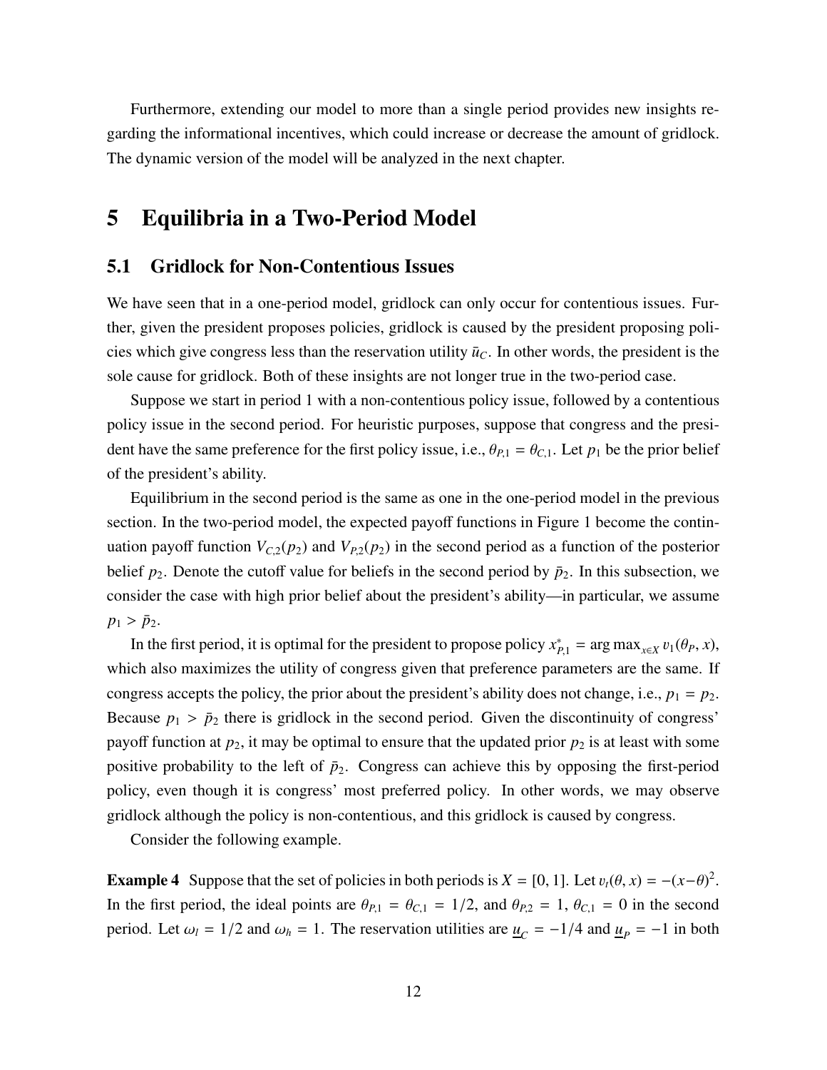Furthermore, extending our model to more than a single period provides new insights regarding the informational incentives, which could increase or decrease the amount of gridlock. The dynamic version of the model will be analyzed in the next chapter.

# 5 Equilibria in a Two-Period Model

## 5.1 Gridlock for Non-Contentious Issues

We have seen that in a one-period model, gridlock can only occur for contentious issues. Further, given the president proposes policies, gridlock is caused by the president proposing policies which give congress less than the reservation utility $\bar{u}_C$. In other words, the president is the sole cause for gridlock. Both of these insights are not longer true in the two-period case.

Suppose we start in period 1 with a non-contentious policy issue, followed by a contentious policy issue in the second period. For heuristic purposes, suppose that congress and the president have the same preference for the first policy issue, i.e., $\theta_{P,1} = \theta_{C,1}$. Let $p_1$ be the prior belief of the president's ability.

Equilibrium in the second period is the same as one in the one-period model in the previous section. In the two-period model, the expected payoff functions in Figure 1 become the continuation payoff function $V_{C,2}(p_2)$ and $V_{P,2}(p_2)$ in the second period as a function of the posterior belief $p_2$. Denote the cutoff value for beliefs in the second period by $\bar{p}_2$. In this subsection, we consider the case with high prior belief about the president's ability—in particular, we assume $p_1 > \bar{p}_2$.

In the first period, it is optimal for the president to propose policy $x^*_{P,1} = \arg\max_{x \in X} v_1(\theta_P, x)$, which also maximizes the utility of congress given that preference parameters are the same. If congress accepts the policy, the prior about the president's ability does not change, i.e., $p_1 = p_2$. Because $p_1 > \bar{p}_2$ there is gridlock in the second period. Given the discontinuity of congress' payoff function at $p_2$, it may be optimal to ensure that the updated prior $p_2$ is at least with some positive probability to the left of $\bar{p}_2$. Congress can achieve this by opposing the first-period policy, even though it is congress' most preferred policy. In other words, we may observe gridlock although the policy is non-contentious, and this gridlock is caused by congress.

Consider the following example.

**Example 4** Suppose that the set of policies in both periods is $X = [0, 1]$. Let $v_t(\theta, x) = -(x-\theta)^2$. In the first period, the ideal points are $\theta_{P,1} = \theta_{C,1} = 1/2$, and $\theta_{P,2} = 1$, $\theta_{C,1} = 0$ in the second period. Let $\omega_l = 1/2$ and $\omega_h = 1$. The reservation utilities are $\underline{u}_C = -1/4$ and $\underline{u}_P = -1$ in both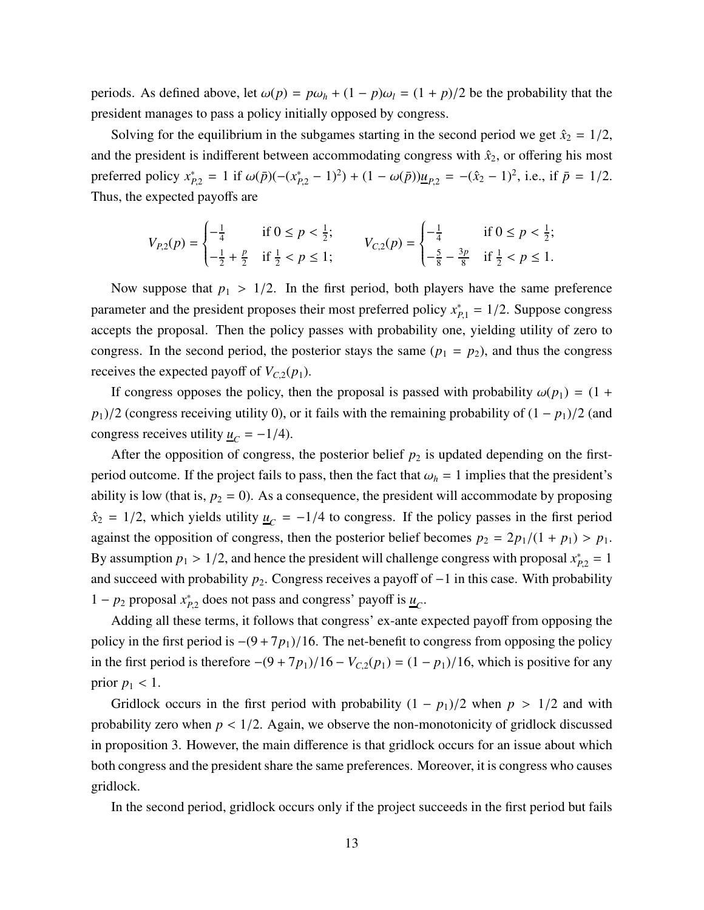periods. As defined above, let $\omega(p) = p\omega_h + (1-p)\omega_l = (1+p)/2$ be the probability that the president manages to pass a policy initially opposed by congress.

Solving for the equilibrium in the subgames starting in the second period we get $\hat{x}_2 = 1/2$, and the president is indifferent between accommodating congress with $\hat{x}_2$, or offering his most preferred policy $x^*_{P,2} = 1$ if $\omega(\bar{p})(-(x^*_{P,2}-1)^2) + (1-\omega(\bar{p}))\underline{u}_{P,2} = -(\hat{x}_2 - 1)^2$, i.e., if $\bar{p} = 1/2$. Thus, the expected payoffs are

$$V_{P,2}(p) = \begin{cases} -\frac{1}{4} & \text{if } 0 \le p < \frac{1}{2}; \\ -\frac{1}{2} + \frac{p}{2} & \text{if } \frac{1}{2} < p \le 1; \end{cases} \qquad V_{C,2}(p) = \begin{cases} -\frac{1}{4} & \text{if } 0 \le p < \frac{1}{2}; \\ -\frac{5}{8} - \frac{3p}{8} & \text{if } \frac{1}{2} < p \le 1. \end{cases}$$

Now suppose that $p_1 > 1/2$. In the first period, both players have the same preference parameter and the president proposes their most preferred policy $x^*_{P,1} = 1/2$. Suppose congress accepts the proposal. Then the policy passes with probability one, yielding utility of zero to congress. In the second period, the posterior stays the same ($p_1 = p_2$), and thus the congress receives the expected payoff of $V_{C,2}(p_1)$.

If congress opposes the policy, then the proposal is passed with probability $\omega(p_1) = (1 + p_1)/2$ (congress receiving utility 0), or it fails with the remaining probability of $(1-p_1)/2$ (and congress receives utility $\underline{u}_C = -1/4$).

After the opposition of congress, the posterior belief $p_2$ is updated depending on the first-period outcome. If the project fails to pass, then the fact that $\omega_h = 1$ implies that the president's ability is low (that is, $p_2 = 0$). As a consequence, the president will accommodate by proposing $\hat{x}_2 = 1/2$, which yields utility $\underline{u}_C = -1/4$ to congress. If the policy passes in the first period against the opposition of congress, then the posterior belief becomes $p_2 = 2p_1/(1+p_1) > p_1$. By assumption $p_1 > 1/2$, and hence the president will challenge congress with proposal $x^*_{P,2} = 1$ and succeed with probability $p_2$. Congress receives a payoff of $-1$ in this case. With probability $1 - p_2$ proposal $x^*_{P,2}$ does not pass and congress' payoff is $\underline{u}_C$.

Adding all these terms, it follows that congress' ex-ante expected payoff from opposing the policy in the first period is $-(9+7p_1)/16$. The net-benefit to congress from opposing the policy in the first period is therefore $-(9+7p_1)/16 - V_{C,2}(p_1) = (1-p_1)/16$, which is positive for any prior $p_1 < 1$.

Gridlock occurs in the first period with probability $(1-p_1)/2$ when $p > 1/2$ and with probability zero when $p < 1/2$. Again, we observe the non-monotonicity of gridlock discussed in proposition 3. However, the main difference is that gridlock occurs for an issue about which both congress and the president share the same preferences. Moreover, it is congress who causes gridlock.

In the second period, gridlock occurs only if the project succeeds in the first period but fails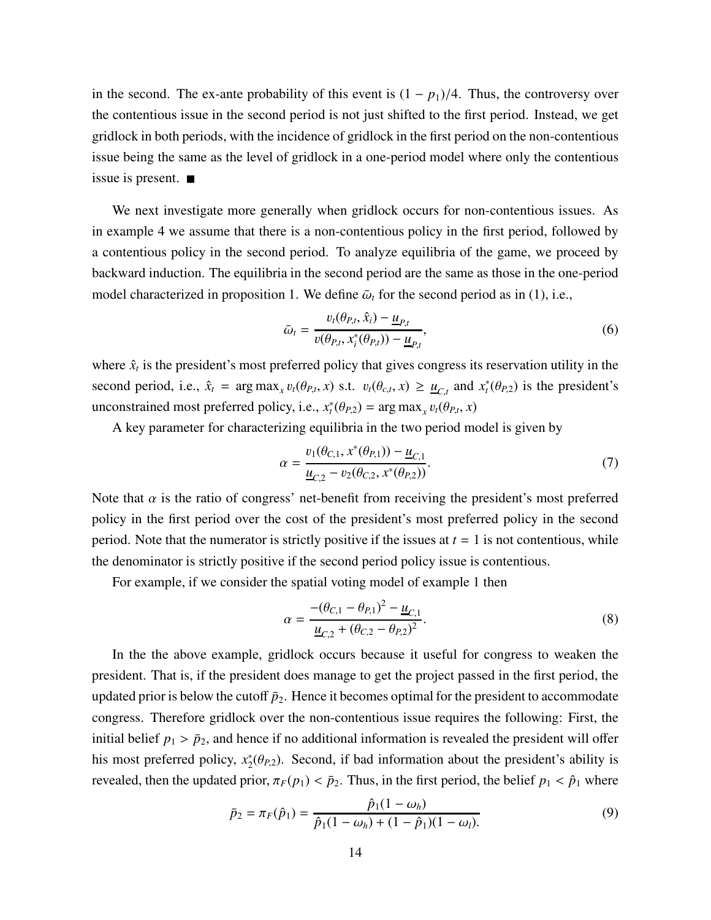in the second. The ex-ante probability of this event is $(1 - p_1)/4$. Thus, the controversy over the contentious issue in the second period is not just shifted to the first period. Instead, we get gridlock in both periods, with the incidence of gridlock in the first period on the non-contentious issue being the same as the level of gridlock in a one-period model where only the contentious issue is present. ■

We next investigate more generally when gridlock occurs for non-contentious issues. As in example 4 we assume that there is a non-contentious policy in the first period, followed by a contentious policy in the second period. To analyze equilibria of the game, we proceed by backward induction. The equilibria in the second period are the same as those in the one-period model characterized in proposition 1. We define $\bar{\omega}_t$ for the second period as in (1), i.e.,

$$\bar{\omega}_t = \frac{v_t(\theta_{P,t}, \hat{x}_i) - \underline{u}_{P,t}}{v(\theta_{P,t}, x_i^*(\theta_{P,t})) - \underline{u}_{P,t}}, \tag{6}$$

where $\hat{x}_t$ is the president's most preferred policy that gives congress its reservation utility in the second period, i.e., $\hat{x}_t = \arg\max_x v_t(\theta_{P,t}, x)$ s.t. $v_t(\theta_{c,t}, x) \geq \underline{u}_{C,t}$ and $x_t^*(\theta_{P,2})$ is the president's unconstrained most preferred policy, i.e., $x_t^*(\theta_{P,2}) = \arg\max_x v_t(\theta_{P,t}, x)$

A key parameter for characterizing equilibria in the two period model is given by

$$\alpha = \frac{v_1(\theta_{C,1}, x^*(\theta_{P,1})) - \underline{u}_{C,1}}{\underline{u}_{C,2} - v_2(\theta_{C,2}, x^*(\theta_{P,2}))}. \tag{7}$$

Note that $\alpha$ is the ratio of congress' net-benefit from receiving the president's most preferred policy in the first period over the cost of the president's most preferred policy in the second period. Note that the numerator is strictly positive if the issues at $t = 1$ is not contentious, while the denominator is strictly positive if the second period policy issue is contentious.

For example, if we consider the spatial voting model of example 1 then

$$\alpha = \frac{-(\theta_{C,1} - \theta_{P,1})^2 - \underline{u}_{C,1}}{\underline{u}_{C,2} + (\theta_{C,2} - \theta_{P,2})^2}. \tag{8}$$

In the the above example, gridlock occurs because it useful for congress to weaken the president. That is, if the president does manage to get the project passed in the first period, the updated prior is below the cutoff $\bar{p}_2$. Hence it becomes optimal for the president to accommodate congress. Therefore gridlock over the non-contentious issue requires the following: First, the initial belief $p_1 > \bar{p}_2$, and hence if no additional information is revealed the president will offer his most preferred policy, $x_2^*(\theta_{P,2})$. Second, if bad information about the president's ability is revealed, then the updated prior, $\pi_F(p_1) < \bar{p}_2$. Thus, in the first period, the belief $p_1 < \hat{p}_1$ where

$$\bar{p}_2 = \pi_F(\hat{p}_1) = \frac{\hat{p}_1(1 - \omega_h)}{\hat{p}_1(1 - \omega_h) + (1 - \hat{p}_1)(1 - \omega_l).} \tag{9}$$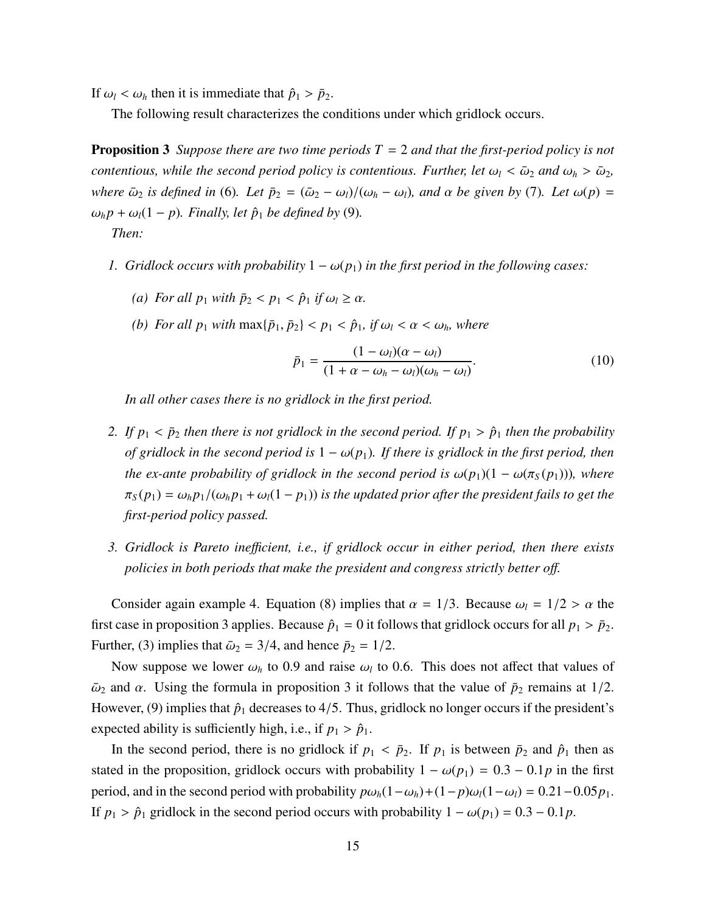If $\omega_l < \omega_h$ then it is immediate that $\hat{p}_1 > \bar{p}_2$.

The following result characterizes the conditions under which gridlock occurs.

**Proposition 3** *Suppose there are two time periods $T = 2$ and that the first-period policy is not contentious, while the second period policy is contentious. Further, let $\omega_l < \bar{\omega}_2$ and $\omega_h > \bar{\omega}_2$, where $\bar{\omega}_2$ is defined in* (6)*. Let $\bar{p}_2 = (\bar{\omega}_2 - \omega_l)/(\omega_h - \omega_l)$, and $\alpha$ be given by* (7)*. Let $\omega(p) = \omega_h p + \omega_l(1 - p)$. Finally, let $\hat{p}_1$ be defined by* (9)*.*

*Then:*

1. *Gridlock occurs with probability $1 - \omega(p_1)$ in the first period in the following cases:*
   - *(a) For all $p_1$ with $\bar{p}_2 < p_1 < \hat{p}_1$ if $\omega_l \geq \alpha$.*
   - *(b) For all $p_1$ with $\max\{\bar{p}_1, \bar{p}_2\} < p_1 < \hat{p}_1$, if $\omega_l < \alpha < \omega_h$, where*

   $$\bar{p}_1 = \frac{(1 - \omega_l)(\alpha - \omega_l)}{(1 + \alpha - \omega_h - \omega_l)(\omega_h - \omega_l)}. \tag{10}$$

   *In all other cases there is no gridlock in the first period.*

2. *If $p_1 < \bar{p}_2$ then there is not gridlock in the second period. If $p_1 > \hat{p}_1$ then the probability of gridlock in the second period is $1 - \omega(p_1)$. If there is gridlock in the first period, then the ex-ante probability of gridlock in the second period is $\omega(p_1)(1 - \omega(\pi_S(p_1)))$, where $\pi_S(p_1) = \omega_h p_1/(\omega_h p_1 + \omega_l(1 - p_1))$ is the updated prior after the president fails to get the first-period policy passed.*

3. *Gridlock is Pareto inefficient, i.e., if gridlock occur in either period, then there exists policies in both periods that make the president and congress strictly better off.*

Consider again example 4. Equation (8) implies that $\alpha = 1/3$. Because $\omega_l = 1/2 > \alpha$ the first case in proposition 3 applies. Because $\hat{p}_1 = 0$ it follows that gridlock occurs for all $p_1 > \bar{p}_2$. Further, (3) implies that $\bar{\omega}_2 = 3/4$, and hence $\bar{p}_2 = 1/2$.

Now suppose we lower $\omega_h$ to 0.9 and raise $\omega_l$ to 0.6. This does not affect that values of $\bar{\omega}_2$ and $\alpha$. Using the formula in proposition 3 it follows that the value of $\bar{p}_2$ remains at $1/2$. However, (9) implies that $\hat{p}_1$ decreases to $4/5$. Thus, gridlock no longer occurs if the president's expected ability is sufficiently high, i.e., if $p_1 > \hat{p}_1$.

In the second period, there is no gridlock if $p_1 < \bar{p}_2$. If $p_1$ is between $\bar{p}_2$ and $\hat{p}_1$ then as stated in the proposition, gridlock occurs with probability $1 - \omega(p_1) = 0.3 - 0.1p$ in the first period, and in the second period with probability $p\omega_h(1 - \omega_h) + (1 - p)\omega_l(1 - \omega_l) = 0.21 - 0.05p_1$. If $p_1 > \hat{p}_1$ gridlock in the second period occurs with probability $1 - \omega(p_1) = 0.3 - 0.1p$.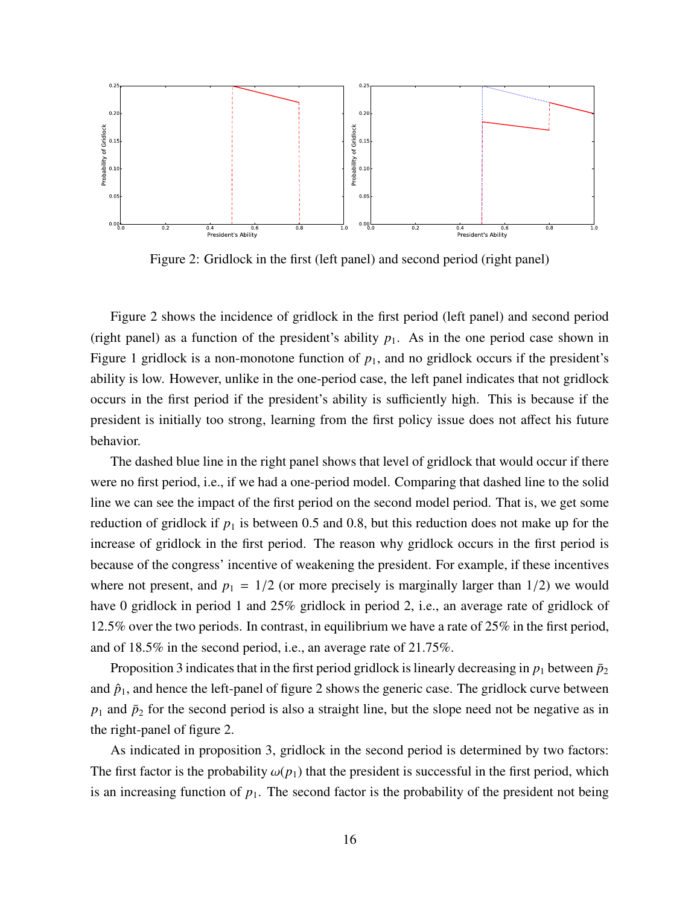Figure 2: Gridlock in the first (left panel) and second period (right panel)

Figure 2 shows the incidence of gridlock in the first period (left panel) and second period (right panel) as a function of the president's ability $p_1$. As in the one period case shown in Figure 1 gridlock is a non-monotone function of $p_1$, and no gridlock occurs if the president's ability is low. However, unlike in the one-period case, the left panel indicates that not gridlock occurs in the first period if the president's ability is sufficiently high. This is because if the president is initially too strong, learning from the first policy issue does not affect his future behavior.

The dashed blue line in the right panel shows that level of gridlock that would occur if there were no first period, i.e., if we had a one-period model. Comparing that dashed line to the solid line we can see the impact of the first period on the second model period. That is, we get some reduction of gridlock if $p_1$ is between 0.5 and 0.8, but this reduction does not make up for the increase of gridlock in the first period. The reason why gridlock occurs in the first period is because of the congress' incentive of weakening the president. For example, if these incentives where not present, and $p_1 = 1/2$ (or more precisely is marginally larger than $1/2$) we would have 0 gridlock in period 1 and 25% gridlock in period 2, i.e., an average rate of gridlock of 12.5% over the two periods. In contrast, in equilibrium we have a rate of 25% in the first period, and of 18.5% in the second period, i.e., an average rate of 21.75%.

Proposition 3 indicates that in the first period gridlock is linearly decreasing in $p_1$ between $\bar{p}_2$ and $\hat{p}_1$, and hence the left-panel of figure 2 shows the generic case. The gridlock curve between $p_1$ and $\bar{p}_2$ for the second period is also a straight line, but the slope need not be negative as in the right-panel of figure 2.

As indicated in proposition 3, gridlock in the second period is determined by two factors: The first factor is the probability $\omega(p_1)$ that the president is successful in the first period, which is an increasing function of $p_1$. The second factor is the probability of the president not being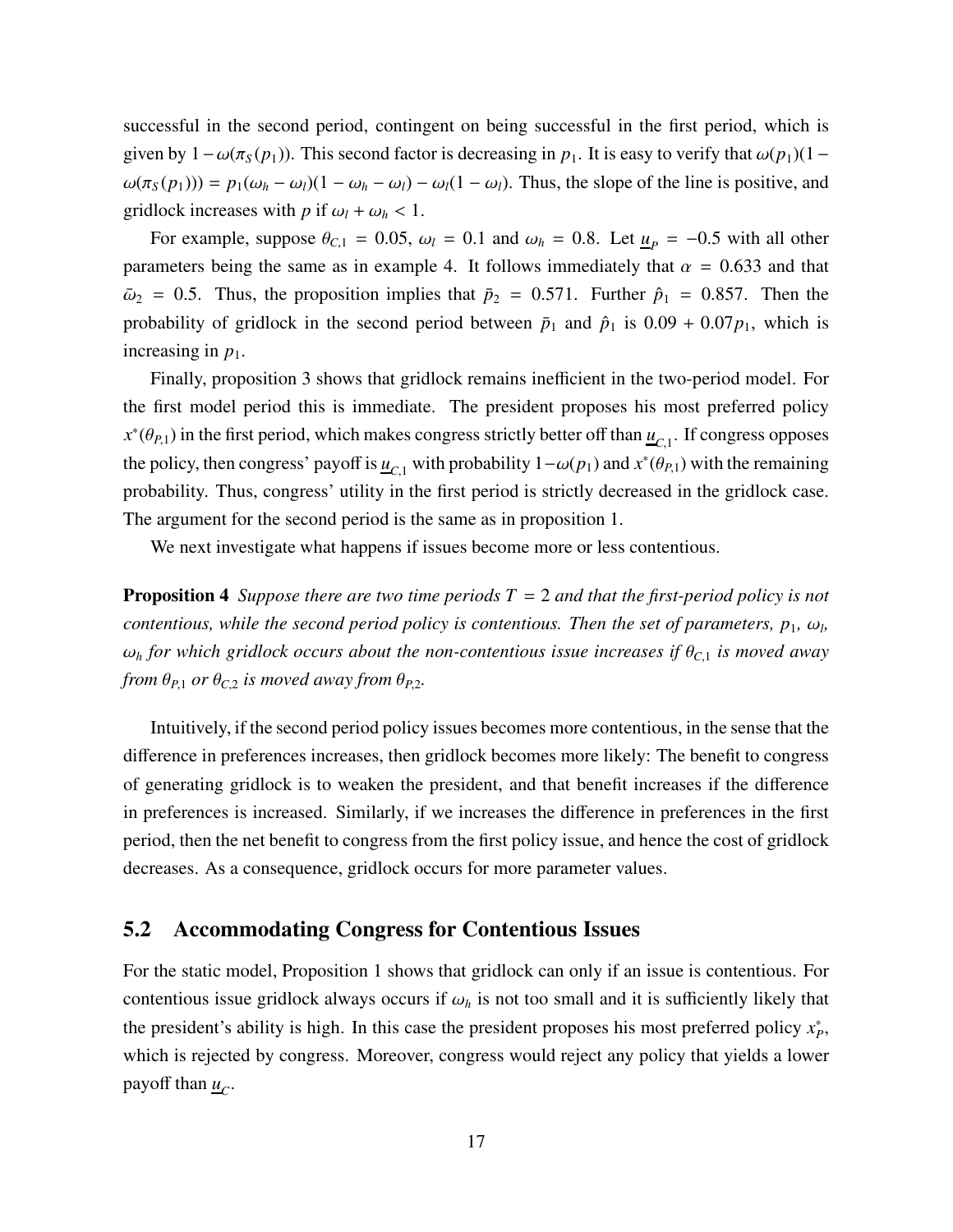successful in the second period, contingent on being successful in the first period, which is given by $1-\omega(\pi_S(p_1))$. This second factor is decreasing in $p_1$. It is easy to verify that $\omega(p_1)(1-\omega(\pi_S(p_1))) = p_1(\omega_h - \omega_l)(1-\omega_h-\omega_l) - \omega_l(1-\omega_l)$. Thus, the slope of the line is positive, and gridlock increases with $p$ if $\omega_l + \omega_h < 1$.

For example, suppose $\theta_{C,1} = 0.05$, $\omega_l = 0.1$ and $\omega_h = 0.8$. Let $\underline{u}_P = -0.5$ with all other parameters being the same as in example 4. It follows immediately that $\alpha = 0.633$ and that $\bar{\omega}_2 = 0.5$. Thus, the proposition implies that $\bar{p}_2 = 0.571$. Further $\hat{p}_1 = 0.857$. Then the probability of gridlock in the second period between $\bar{p}_1$ and $\hat{p}_1$ is $0.09 + 0.07p_1$, which is increasing in $p_1$.

Finally, proposition 3 shows that gridlock remains inefficient in the two-period model. For the first model period this is immediate. The president proposes his most preferred policy $x^*(\theta_{P,1})$ in the first period, which makes congress strictly better off than $\underline{u}_{C,1}$. If congress opposes the policy, then congress' payoff is $\underline{u}_{C,1}$ with probability $1-\omega(p_1)$ and $x^*(\theta_{P,1})$ with the remaining probability. Thus, congress' utility in the first period is strictly decreased in the gridlock case. The argument for the second period is the same as in proposition 1.

We next investigate what happens if issues become more or less contentious.

**Proposition 4** *Suppose there are two time periods $T = 2$ and that the first-period policy is not contentious, while the second period policy is contentious. Then the set of parameters, $p_1$, $\omega_l$, $\omega_h$ for which gridlock occurs about the non-contentious issue increases if $\theta_{C,1}$ is moved away from $\theta_{P,1}$ or $\theta_{C,2}$ is moved away from $\theta_{P,2}$.*

Intuitively, if the second period policy issues becomes more contentious, in the sense that the difference in preferences increases, then gridlock becomes more likely: The benefit to congress of generating gridlock is to weaken the president, and that benefit increases if the difference in preferences is increased. Similarly, if we increases the difference in preferences in the first period, then the net benefit to congress from the first policy issue, and hence the cost of gridlock decreases. As a consequence, gridlock occurs for more parameter values.

## 5.2 Accommodating Congress for Contentious Issues

For the static model, Proposition 1 shows that gridlock can only if an issue is contentious. For contentious issue gridlock always occurs if $\omega_h$ is not too small and it is sufficiently likely that the president's ability is high. In this case the president proposes his most preferred policy $x_P^*$, which is rejected by congress. Moreover, congress would reject any policy that yields a lower payoff than $\underline{u}_C$.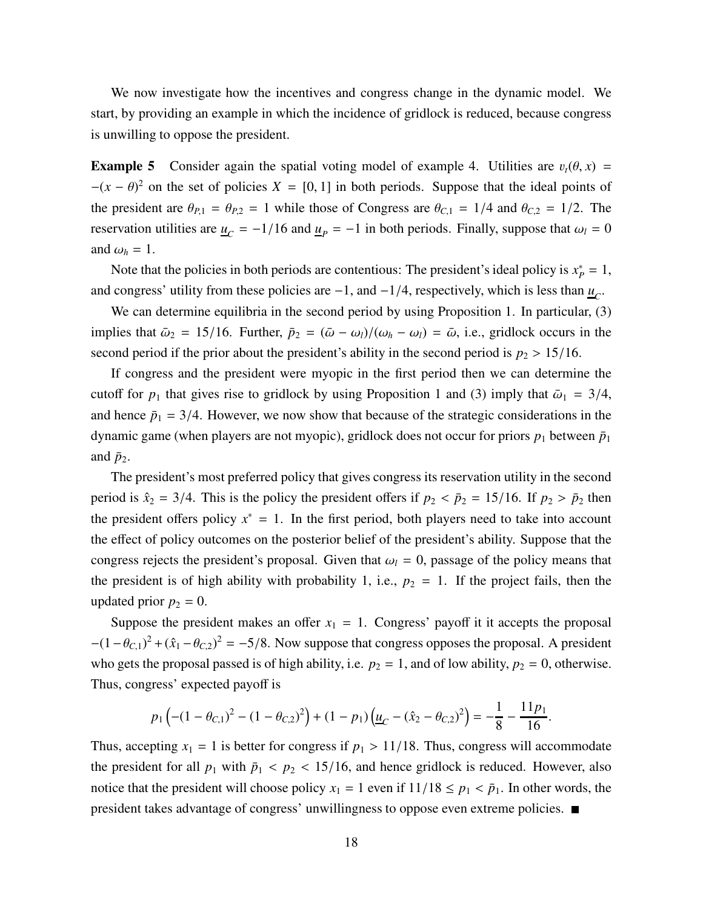We now investigate how the incentives and congress change in the dynamic model. We start, by providing an example in which the incidence of gridlock is reduced, because congress is unwilling to oppose the president.

**Example 5** Consider again the spatial voting model of example 4. Utilities are $v_t(\theta, x) = -(x - \theta)^2$ on the set of policies $X = [0, 1]$ in both periods. Suppose that the ideal points of the president are $\theta_{P,1} = \theta_{P,2} = 1$ while those of Congress are $\theta_{C,1} = 1/4$ and $\theta_{C,2} = 1/2$. The reservation utilities are $\underline{u}_C = -1/16$ and $\underline{u}_P = -1$ in both periods. Finally, suppose that $\omega_l = 0$ and $\omega_h = 1$.

Note that the policies in both periods are contentious: The president's ideal policy is $x_P^* = 1$, and congress' utility from these policies are $-1$, and $-1/4$, respectively, which is less than $\underline{u}_C$.

We can determine equilibria in the second period by using Proposition 1. In particular, (3) implies that $\bar{\omega}_2 = 15/16$. Further, $\bar{p}_2 = (\bar{\omega} - \omega_l)/(\omega_h - \omega_l) = \bar{\omega}$, i.e., gridlock occurs in the second period if the prior about the president's ability in the second period is $p_2 > 15/16$.

If congress and the president were myopic in the first period then we can determine the cutoff for $p_1$ that gives rise to gridlock by using Proposition 1 and (3) imply that $\bar{\omega}_1 = 3/4$, and hence $\bar{p}_1 = 3/4$. However, we now show that because of the strategic considerations in the dynamic game (when players are not myopic), gridlock does not occur for priors $p_1$ between $\bar{p}_1$ and $\bar{p}_2$.

The president's most preferred policy that gives congress its reservation utility in the second period is $\hat{x}_2 = 3/4$. This is the policy the president offers if $p_2 < \bar{p}_2 = 15/16$. If $p_2 > \bar{p}_2$ then the president offers policy $x^* = 1$. In the first period, both players need to take into account the effect of policy outcomes on the posterior belief of the president's ability. Suppose that the congress rejects the president's proposal. Given that $\omega_l = 0$, passage of the policy means that the president is of high ability with probability 1, i.e., $p_2 = 1$. If the project fails, then the updated prior $p_2 = 0$.

Suppose the president makes an offer $x_1 = 1$. Congress' payoff it it accepts the proposal $-(1-\theta_{C,1})^2 + (\hat{x}_1 - \theta_{C,2})^2 = -5/8$. Now suppose that congress opposes the proposal. A president who gets the proposal passed is of high ability, i.e. $p_2 = 1$, and of low ability, $p_2 = 0$, otherwise. Thus, congress' expected payoff is

$$p_1 \left(-(1-\theta_{C,1})^2 - (1-\theta_{C,2})^2\right) + (1-p_1)\left(\underline{u}_C - (\hat{x}_2 - \theta_{C,2})^2\right) = -\frac{1}{8} - \frac{11p_1}{16}.$$

Thus, accepting $x_1 = 1$ is better for congress if $p_1 > 11/18$. Thus, congress will accommodate the president for all $p_1$ with $\bar{p}_1 < p_2 < 15/16$, and hence gridlock is reduced. However, also notice that the president will choose policy $x_1 = 1$ even if $11/18 \leq p_1 < \bar{p}_1$. In other words, the president takes advantage of congress' unwillingness to oppose even extreme policies. ∎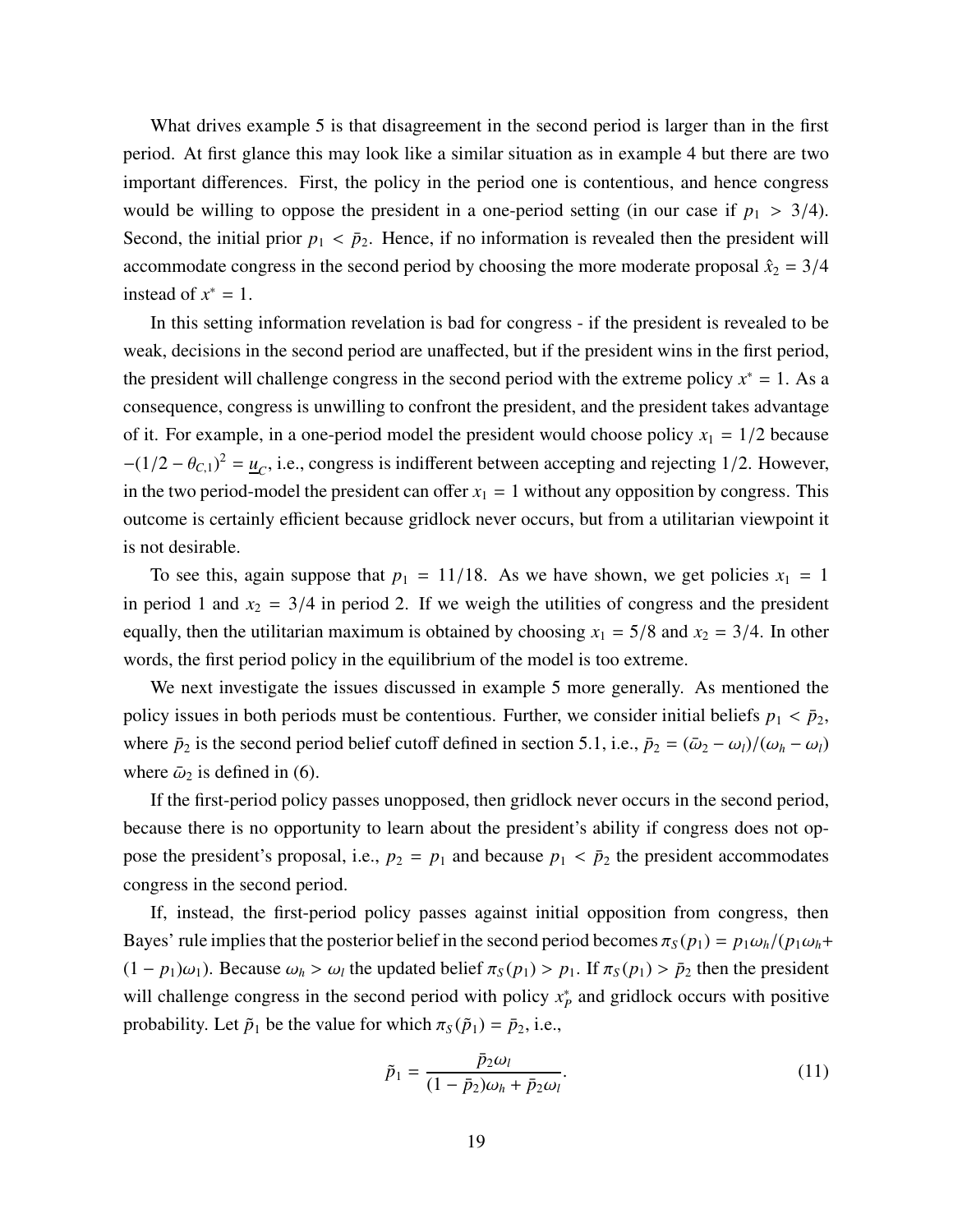What drives example 5 is that disagreement in the second period is larger than in the first period. At first glance this may look like a similar situation as in example 4 but there are two important differences. First, the policy in the period one is contentious, and hence congress would be willing to oppose the president in a one-period setting (in our case if $p_1 > 3/4$). Second, the initial prior $p_1 < \bar{p}_2$. Hence, if no information is revealed then the president will accommodate congress in the second period by choosing the more moderate proposal $\hat{x}_2 = 3/4$ instead of $x^* = 1$.

In this setting information revelation is bad for congress - if the president is revealed to be weak, decisions in the second period are unaffected, but if the president wins in the first period, the president will challenge congress in the second period with the extreme policy $x^* = 1$. As a consequence, congress is unwilling to confront the president, and the president takes advantage of it. For example, in a one-period model the president would choose policy $x_1 = 1/2$ because $-(1/2 - \theta_{C,1})^2 = \underline{u}_C$, i.e., congress is indifferent between accepting and rejecting 1/2. However, in the two period-model the president can offer $x_1 = 1$ without any opposition by congress. This outcome is certainly efficient because gridlock never occurs, but from a utilitarian viewpoint it is not desirable.

To see this, again suppose that $p_1 = 11/18$. As we have shown, we get policies $x_1 = 1$ in period 1 and $x_2 = 3/4$ in period 2. If we weigh the utilities of congress and the president equally, then the utilitarian maximum is obtained by choosing $x_1 = 5/8$ and $x_2 = 3/4$. In other words, the first period policy in the equilibrium of the model is too extreme.

We next investigate the issues discussed in example 5 more generally. As mentioned the policy issues in both periods must be contentious. Further, we consider initial beliefs $p_1 < \bar{p}_2$, where $\bar{p}_2$ is the second period belief cutoff defined in section 5.1, i.e., $\bar{p}_2 = (\bar{\omega}_2 - \omega_l)/(\omega_h - \omega_l)$ where $\bar{\omega}_2$ is defined in (6).

If the first-period policy passes unopposed, then gridlock never occurs in the second period, because there is no opportunity to learn about the president's ability if congress does not oppose the president's proposal, i.e., $p_2 = p_1$ and because $p_1 < \bar{p}_2$ the president accommodates congress in the second period.

If, instead, the first-period policy passes against initial opposition from congress, then Bayes' rule implies that the posterior belief in the second period becomes $\pi_S(p_1) = p_1\omega_h/(p_1\omega_h + (1 - p_1)\omega_1)$. Because $\omega_h > \omega_l$ the updated belief $\pi_S(p_1) > p_1$. If $\pi_S(p_1) > \bar{p}_2$ then the president will challenge congress in the second period with policy $x_P^*$ and gridlock occurs with positive probability. Let $\tilde{p}_1$ be the value for which $\pi_S(\tilde{p}_1) = \bar{p}_2$, i.e.,

$$\tilde{p}_1 = \frac{\bar{p}_2\omega_l}{(1 - \bar{p}_2)\omega_h + \bar{p}_2\omega_l}. \tag{11}$$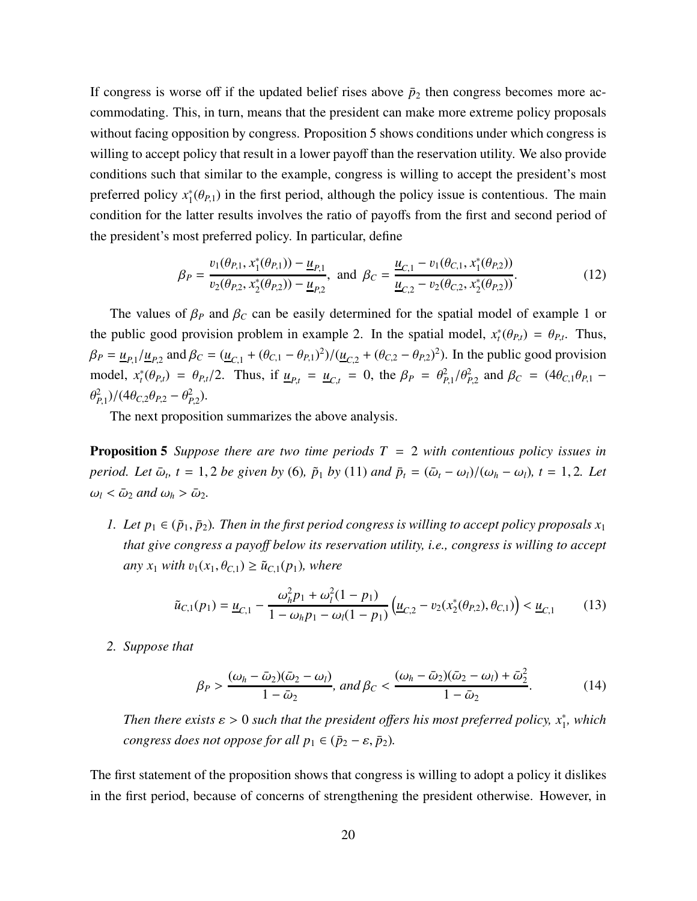If congress is worse off if the updated belief rises above $\bar{p}_2$ then congress becomes more accommodating. This, in turn, means that the president can make more extreme policy proposals without facing opposition by congress. Proposition 5 shows conditions under which congress is willing to accept policy that result in a lower payoff than the reservation utility. We also provide conditions such that similar to the example, congress is willing to accept the president's most preferred policy $x_1^*(\theta_{P,1})$ in the first period, although the policy issue is contentious. The main condition for the latter results involves the ratio of payoffs from the first and second period of the president's most preferred policy. In particular, define

$$\beta_P = \frac{v_1(\theta_{P,1}, x_1^*(\theta_{P,1})) - \underline{u}_{P,1}}{v_2(\theta_{P,2}, x_2^*(\theta_{P,2})) - \underline{u}_{P,2}}, \text{ and } \beta_C = \frac{\underline{u}_{C,1} - v_1(\theta_{C,1}, x_1^*(\theta_{P,2}))}{\underline{u}_{C,2} - v_2(\theta_{C,2}, x_2^*(\theta_{P,2}))}. \tag{12}$$

The values of $\beta_P$ and $\beta_C$ can be easily determined for the spatial model of example 1 or the public good provision problem in example 2. In the spatial model, $x_t^*(\theta_{P,t}) = \theta_{P,t}$. Thus, $\beta_P = \underline{u}_{P,1}/\underline{u}_{P,2}$ and $\beta_C = (\underline{u}_{C,1} + (\theta_{C,1} - \theta_{P,1})^2)/(\underline{u}_{C,2} + (\theta_{C,2} - \theta_{P,2})^2)$. In the public good provision model, $x_t^*(\theta_{P,t}) = \theta_{P,t}/2$. Thus, if $\underline{u}_{P,t} = \underline{u}_{C,t} = 0$, the $\beta_P = \theta_{P,1}^2/\theta_{P,2}^2$ and $\beta_C = (4\theta_{C,1}\theta_{P,1} - \theta_{P,1}^2)/(4\theta_{C,2}\theta_{P,2} - \theta_{P,2}^2)$.

The next proposition summarizes the above analysis.

**Proposition 5** *Suppose there are two time periods $T = 2$ with contentious policy issues in period. Let $\bar{\omega}_t$, $t = 1, 2$ be given by (6), $\tilde{p}_1$ by (11) and $\bar{p}_t = (\bar{\omega}_t - \omega_l)/(\omega_h - \omega_l)$, $t = 1, 2$. Let $\omega_l < \bar{\omega}_2$ and $\omega_h > \bar{\omega}_2$.*

1. *Let $p_1 \in (\tilde{p}_1, \bar{p}_2)$. Then in the first period congress is willing to accept policy proposals $x_1$ that give congress a payoff below its reservation utility, i.e., congress is willing to accept any $x_1$ with $v_1(x_1, \theta_{C,1}) \geq \tilde{u}_{C,1}(p_1)$, where*

$$\tilde{u}_{C,1}(p_1) = \underline{u}_{C,1} - \frac{\omega_h^2 p_1 + \omega_l^2(1 - p_1)}{1 - \omega_h p_1 - \omega_l(1 - p_1)} \left( \underline{u}_{C,2} - v_2(x_2^*(\theta_{P,2}), \theta_{C,1}) \right) < \underline{u}_{C,1} \tag{13}$$

2. *Suppose that*

$$\beta_P > \frac{(\omega_h - \bar{\omega}_2)(\bar{\omega}_2 - \omega_l)}{1 - \bar{\omega}_2}, \text{ and } \beta_C < \frac{(\omega_h - \bar{\omega}_2)(\bar{\omega}_2 - \omega_l) + \bar{\omega}_2^2}{1 - \bar{\omega}_2}. \tag{14}$$

*Then there exists $\varepsilon > 0$ such that the president offers his most preferred policy, $x_1^*$, which congress does not oppose for all $p_1 \in (\bar{p}_2 - \varepsilon, \bar{p}_2)$.*

The first statement of the proposition shows that congress is willing to adopt a policy it dislikes in the first period, because of concerns of strengthening the president otherwise. However, in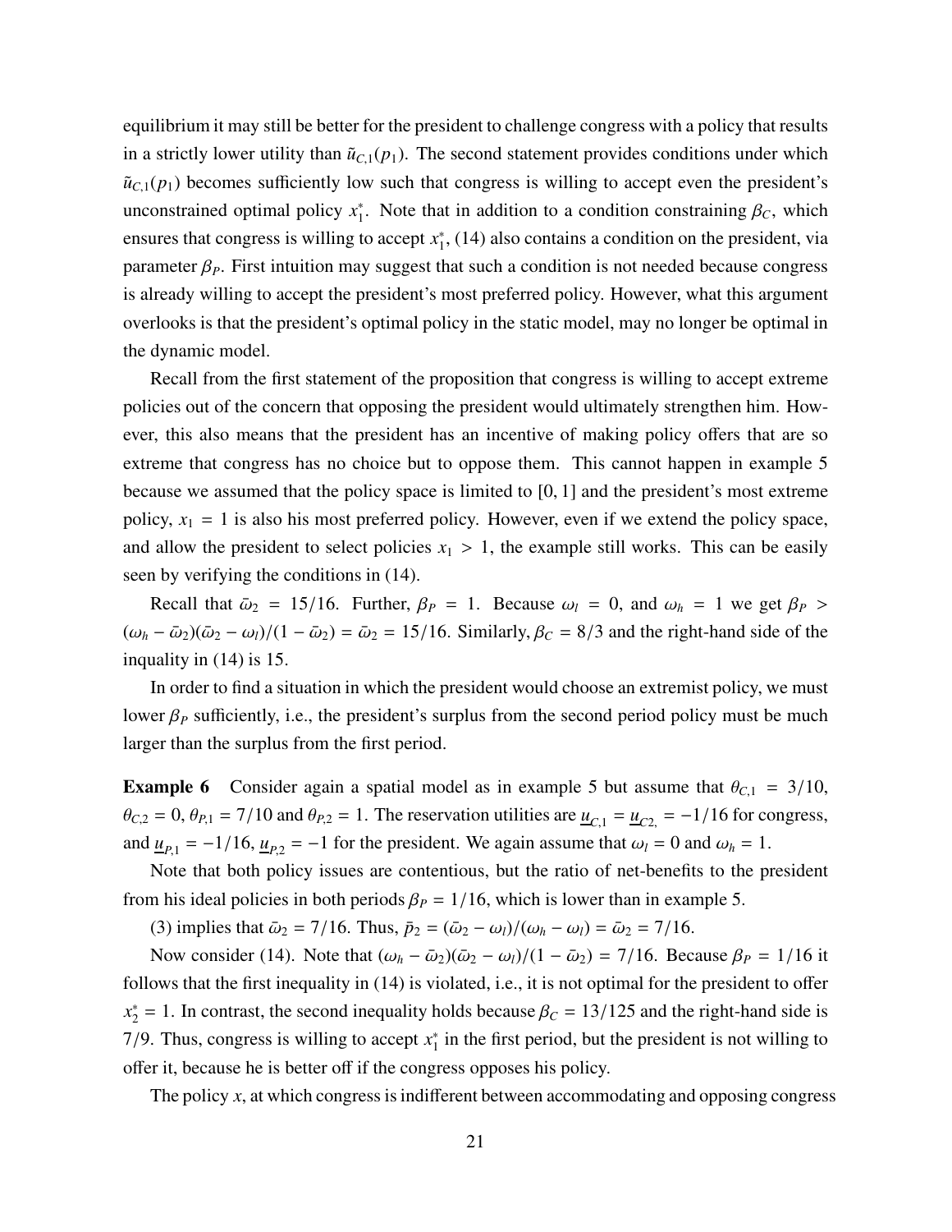equilibrium it may still be better for the president to challenge congress with a policy that results in a strictly lower utility than $\tilde{u}_{C,1}(p_1)$. The second statement provides conditions under which $\tilde{u}_{C,1}(p_1)$ becomes sufficiently low such that congress is willing to accept even the president's unconstrained optimal policy $x_1^*$. Note that in addition to a condition constraining $\beta_C$, which ensures that congress is willing to accept $x_1^*$, (14) also contains a condition on the president, via parameter $\beta_P$. First intuition may suggest that such a condition is not needed because congress is already willing to accept the president's most preferred policy. However, what this argument overlooks is that the president's optimal policy in the static model, may no longer be optimal in the dynamic model.

Recall from the first statement of the proposition that congress is willing to accept extreme policies out of the concern that opposing the president would ultimately strengthen him. However, this also means that the president has an incentive of making policy offers that are so extreme that congress has no choice but to oppose them. This cannot happen in example 5 because we assumed that the policy space is limited to $[0, 1]$ and the president's most extreme policy, $x_1 = 1$ is also his most preferred policy. However, even if we extend the policy space, and allow the president to select policies $x_1 > 1$, the example still works. This can be easily seen by verifying the conditions in (14).

Recall that $\bar{\omega}_2 = 15/16$. Further, $\beta_P = 1$. Because $\omega_l = 0$, and $\omega_h = 1$ we get $\beta_P > (\omega_h - \bar{\omega}_2)(\bar{\omega}_2 - \omega_l)/(1 - \bar{\omega}_2) = \bar{\omega}_2 = 15/16$. Similarly, $\beta_C = 8/3$ and the right-hand side of the inquality in (14) is 15.

In order to find a situation in which the president would choose an extremist policy, we must lower $\beta_P$ sufficiently, i.e., the president's surplus from the second period policy must be much larger than the surplus from the first period.

**Example 6** Consider again a spatial model as in example 5 but assume that $\theta_{C,1} = 3/10$, $\theta_{C,2} = 0$, $\theta_{P,1} = 7/10$ and $\theta_{P,2} = 1$. The reservation utilities are $\underline{u}_{C,1} = \underline{u}_{C2,} = -1/16$ for congress, and $\underline{u}_{P,1} = -1/16$, $\underline{u}_{P,2} = -1$ for the president. We again assume that $\omega_l = 0$ and $\omega_h = 1$.

Note that both policy issues are contentious, but the ratio of net-benefits to the president from his ideal policies in both periods $\beta_P = 1/16$, which is lower than in example 5.

(3) implies that $\bar{\omega}_2 = 7/16$. Thus, $\bar{p}_2 = (\bar{\omega}_2 - \omega_l)/(\omega_h - \omega_l) = \bar{\omega}_2 = 7/16$.

Now consider (14). Note that $(\omega_h - \bar{\omega}_2)(\bar{\omega}_2 - \omega_l)/(1 - \bar{\omega}_2) = 7/16$. Because $\beta_P = 1/16$ it follows that the first inequality in (14) is violated, i.e., it is not optimal for the president to offer $x_2^* = 1$. In contrast, the second inequality holds because $\beta_C = 13/125$ and the right-hand side is 7/9. Thus, congress is willing to accept $x_1^*$ in the first period, but the president is not willing to offer it, because he is better off if the congress opposes his policy.

The policy $x$, at which congress is indifferent between accommodating and opposing congress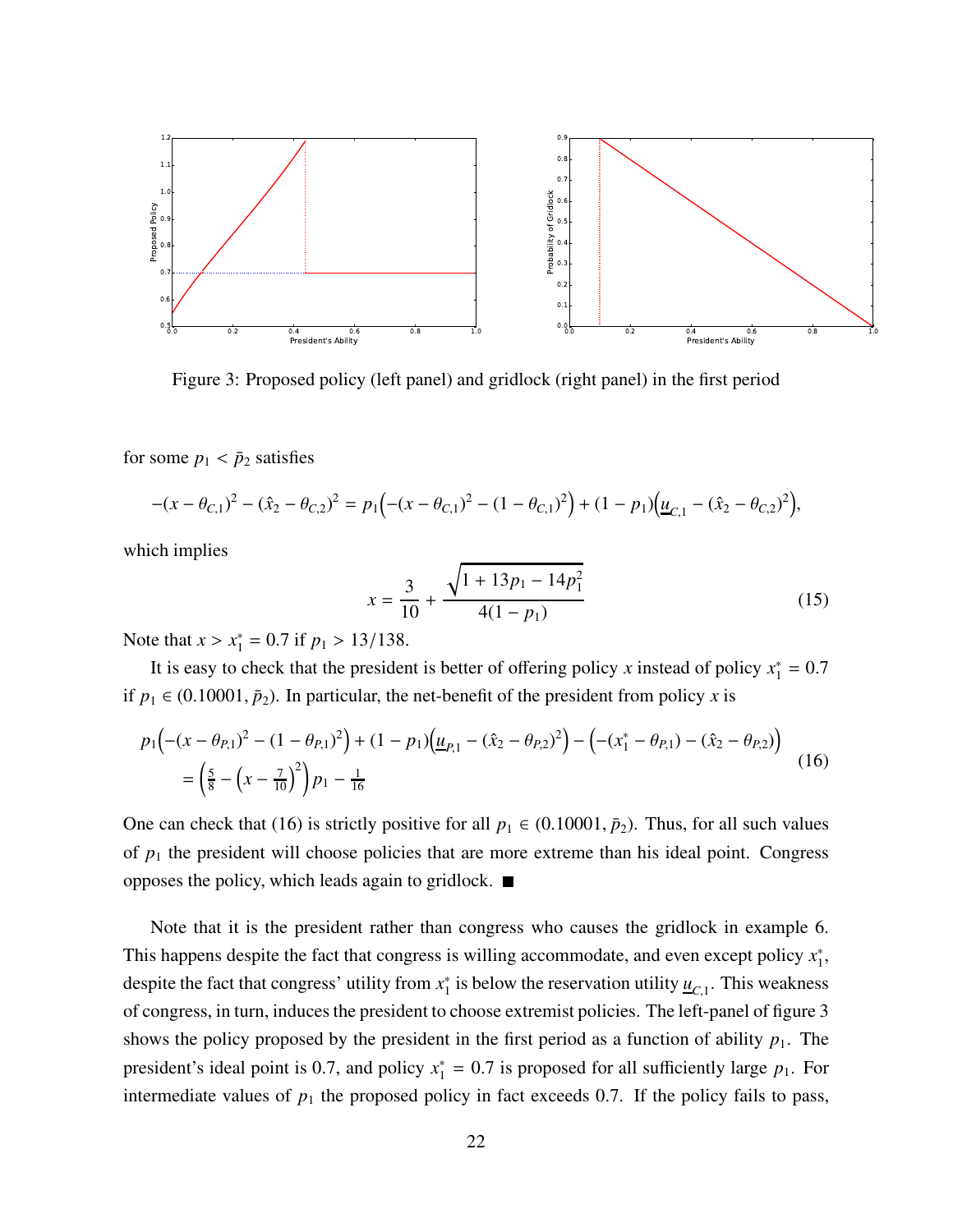Figure 3: Proposed policy (left panel) and gridlock (right panel) in the first period

for some $p_1 < \bar{p}_2$ satisfies

$$-(x-\theta_{C,1})^2 - (\hat{x}_2 - \theta_{C,2})^2 = p_1\Big(-(x-\theta_{C,1})^2 - (1-\theta_{C,1})^2\Big) + (1-p_1)\Big(\underline{u}_{C,1} - (\hat{x}_2 - \theta_{C,2})^2\Big),$$

which implies

$$x = \frac{3}{10} + \frac{\sqrt{1 + 13p_1 - 14p_1^2}}{4(1-p_1)} \tag{15}$$

Note that $x > x_1^* = 0.7$ if $p_1 > 13/138$.

It is easy to check that the president is better of offering policy $x$ instead of policy $x_1^* = 0.7$ if $p_1 \in (0.10001, \bar{p}_2)$. In particular, the net-benefit of the president from policy $x$ is

$$\begin{aligned} p_1\Big(-(x-\theta_{P,1})^2 - (1-\theta_{P,1})^2\Big) + (1-p_1)\Big(\underline{u}_{P,1} - (\hat{x}_2 - \theta_{P,2})^2\Big) - \Big(-(x_1^* - \theta_{P,1}) - (\hat{x}_2 - \theta_{P,2})\Big) \\ = \left(\tfrac{5}{8} - \left(x - \tfrac{7}{10}\right)^2\right)p_1 - \tfrac{1}{16} \end{aligned} \tag{16}$$

One can check that (16) is strictly positive for all $p_1 \in (0.10001, \bar{p}_2)$. Thus, for all such values of $p_1$ the president will choose policies that are more extreme than his ideal point. Congress opposes the policy, which leads again to gridlock. ■

Note that it is the president rather than congress who causes the gridlock in example 6. This happens despite the fact that congress is willing accommodate, and even except policy $x_1^*$, despite the fact that congress' utility from $x_1^*$ is below the reservation utility $\underline{u}_{C,1}$. This weakness of congress, in turn, induces the president to choose extremist policies. The left-panel of figure 3 shows the policy proposed by the president in the first period as a function of ability $p_1$. The president's ideal point is 0.7, and policy $x_1^* = 0.7$ is proposed for all sufficiently large $p_1$. For intermediate values of $p_1$ the proposed policy in fact exceeds 0.7. If the policy fails to pass,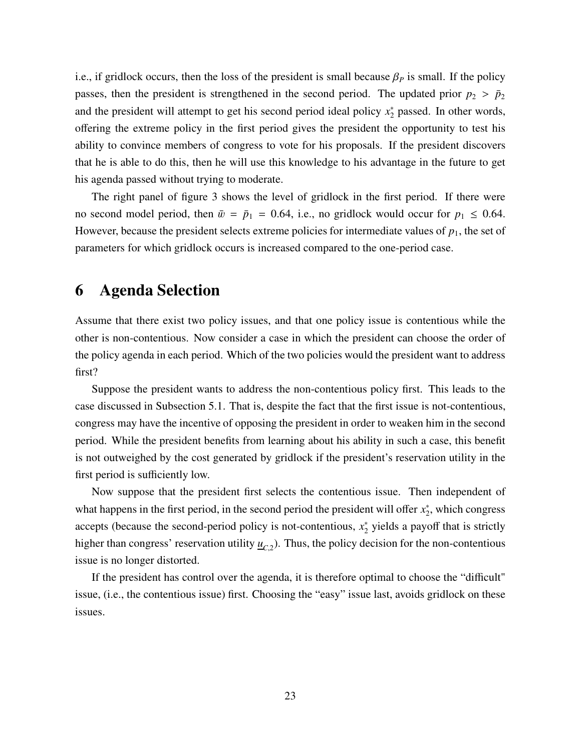i.e., if gridlock occurs, then the loss of the president is small because $\beta_P$ is small. If the policy passes, then the president is strengthened in the second period. The updated prior $p_2 > \bar{p}_2$ and the president will attempt to get his second period ideal policy $x_2^*$ passed. In other words, offering the extreme policy in the first period gives the president the opportunity to test his ability to convince members of congress to vote for his proposals. If the president discovers that he is able to do this, then he will use this knowledge to his advantage in the future to get his agenda passed without trying to moderate.

The right panel of figure 3 shows the level of gridlock in the first period. If there were no second model period, then $\bar{w} = \bar{p}_1 = 0.64$, i.e., no gridlock would occur for $p_1 \leq 0.64$. However, because the president selects extreme policies for intermediate values of $p_1$, the set of parameters for which gridlock occurs is increased compared to the one-period case.

# 6 Agenda Selection

Assume that there exist two policy issues, and that one policy issue is contentious while the other is non-contentious. Now consider a case in which the president can choose the order of the policy agenda in each period. Which of the two policies would the president want to address first?

Suppose the president wants to address the non-contentious policy first. This leads to the case discussed in Subsection 5.1. That is, despite the fact that the first issue is not-contentious, congress may have the incentive of opposing the president in order to weaken him in the second period. While the president benefits from learning about his ability in such a case, this benefit is not outweighed by the cost generated by gridlock if the president's reservation utility in the first period is sufficiently low.

Now suppose that the president first selects the contentious issue. Then independent of what happens in the first period, in the second period the president will offer $x_2^*$, which congress accepts (because the second-period policy is not-contentious, $x_2^*$ yields a payoff that is strictly higher than congress' reservation utility $\underline{u}_{C,2}$). Thus, the policy decision for the non-contentious issue is no longer distorted.

If the president has control over the agenda, it is therefore optimal to choose the "difficult" issue, (i.e., the contentious issue) first. Choosing the "easy" issue last, avoids gridlock on these issues.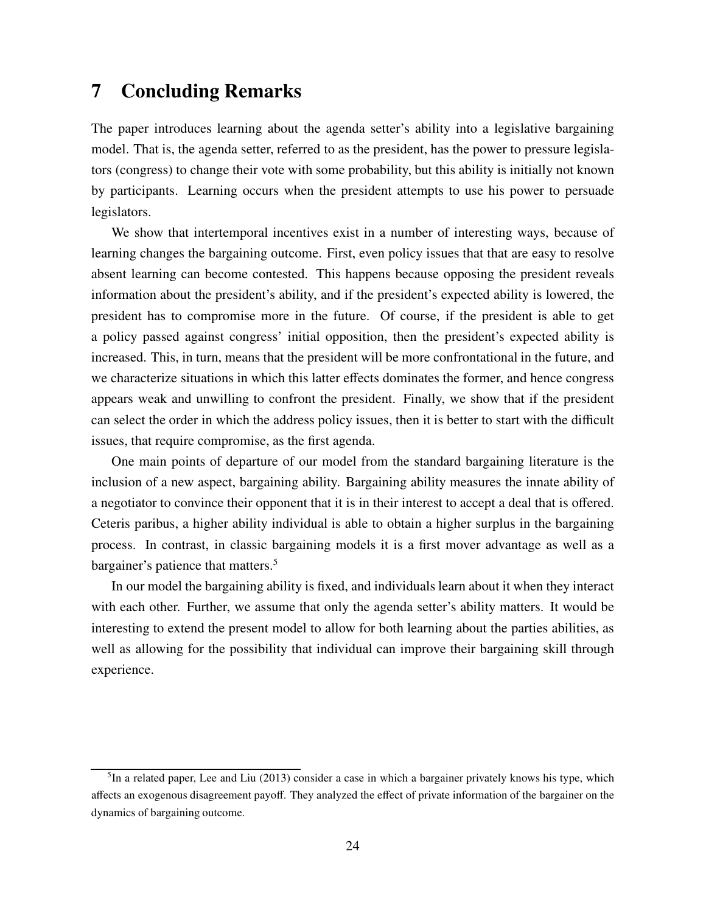# 7 Concluding Remarks

The paper introduces learning about the agenda setter's ability into a legislative bargaining model. That is, the agenda setter, referred to as the president, has the power to pressure legislators (congress) to change their vote with some probability, but this ability is initially not known by participants. Learning occurs when the president attempts to use his power to persuade legislators.

We show that intertemporal incentives exist in a number of interesting ways, because of learning changes the bargaining outcome. First, even policy issues that that are easy to resolve absent learning can become contested. This happens because opposing the president reveals information about the president's ability, and if the president's expected ability is lowered, the president has to compromise more in the future. Of course, if the president is able to get a policy passed against congress' initial opposition, then the president's expected ability is increased. This, in turn, means that the president will be more confrontational in the future, and we characterize situations in which this latter effects dominates the former, and hence congress appears weak and unwilling to confront the president. Finally, we show that if the president can select the order in which the address policy issues, then it is better to start with the difficult issues, that require compromise, as the first agenda.

One main points of departure of our model from the standard bargaining literature is the inclusion of a new aspect, bargaining ability. Bargaining ability measures the innate ability of a negotiator to convince their opponent that it is in their interest to accept a deal that is offered. Ceteris paribus, a higher ability individual is able to obtain a higher surplus in the bargaining process. In contrast, in classic bargaining models it is a first mover advantage as well as a bargainer's patience that matters.[5]

In our model the bargaining ability is fixed, and individuals learn about it when they interact with each other. Further, we assume that only the agenda setter's ability matters. It would be interesting to extend the present model to allow for both learning about the parties abilities, as well as allowing for the possibility that individual can improve their bargaining skill through experience.

[5] In a related paper, Lee and Liu (2013) consider a case in which a bargainer privately knows his type, which affects an exogenous disagreement payoff. They analyzed the effect of private information of the bargainer on the dynamics of bargaining outcome.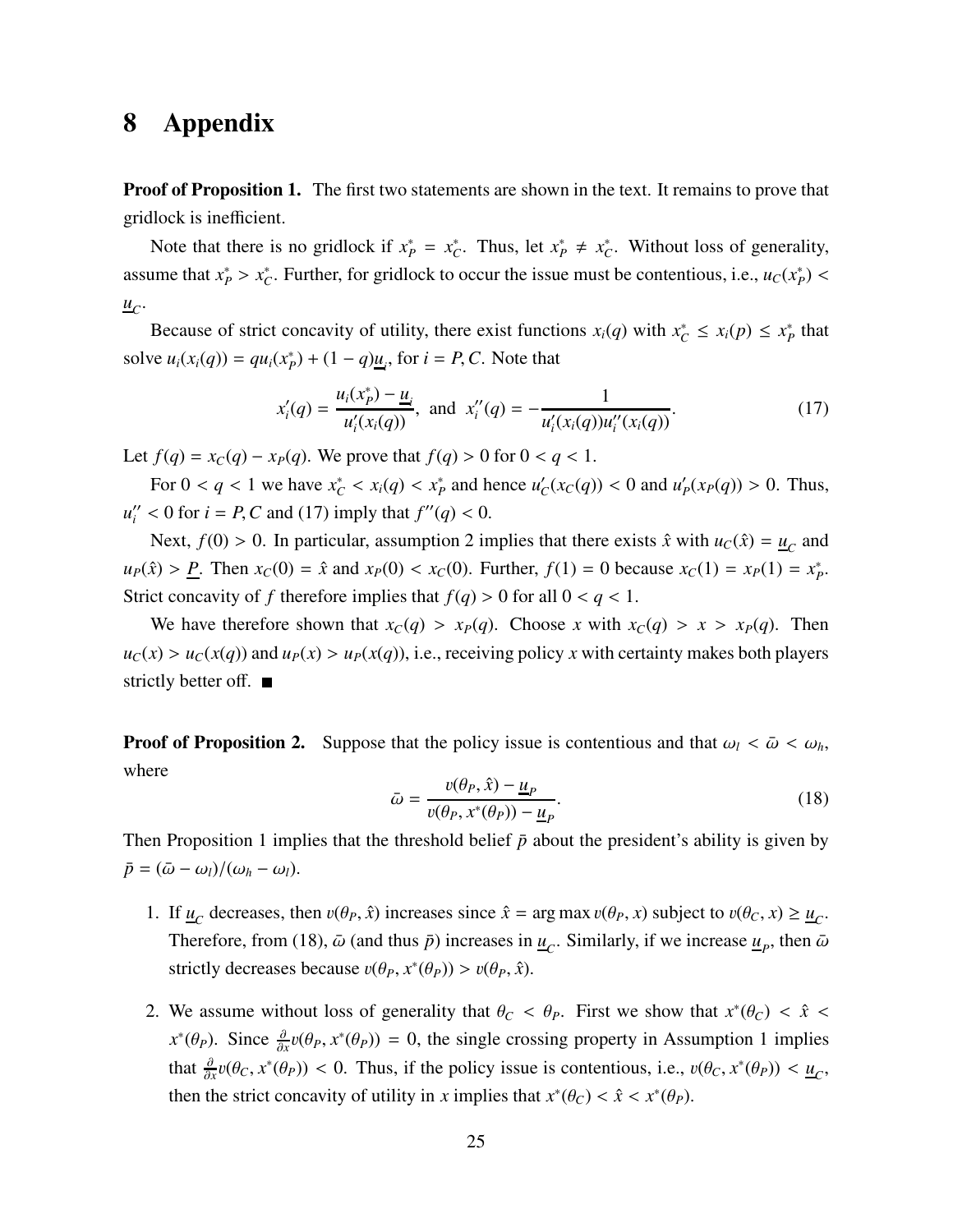# 8 Appendix

**Proof of Proposition 1.** The first two statements are shown in the text. It remains to prove that gridlock is inefficient.

Note that there is no gridlock if $x_P^* = x_C^*$. Thus, let $x_P^* \neq x_C^*$. Without loss of generality, assume that $x_P^* > x_C^*$. Further, for gridlock to occur the issue must be contentious, i.e., $u_C(x_P^*) < \underline{u}_C$.

Because of strict concavity of utility, there exist functions $x_i(q)$ with $x_C^* \leq x_i(p) \leq x_P^*$ that solve $u_i(x_i(q)) = qu_i(x_P^*) + (1-q)\underline{u}_i$, for $i = P, C$. Note that

$$x_i'(q) = \frac{u_i(x_P^*) - \underline{u}_i}{u_i'(x_i(q))}, \text{ and } x_i''(q) = -\frac{1}{u_i'(x_i(q))u_i''(x_i(q))}. \tag{17}$$

Let $f(q) = x_C(q) - x_P(q)$. We prove that $f(q) > 0$ for $0 < q < 1$.

For $0 < q < 1$ we have $x_C^* < x_i(q) < x_P^*$ and hence $u_C'(x_C(q)) < 0$ and $u_P'(x_P(q)) > 0$. Thus, $u_i'' < 0$ for $i = P, C$ and (17) imply that $f''(q) < 0$.

Next, $f(0) > 0$. In particular, assumption 2 implies that there exists $\hat{x}$ with $u_C(\hat{x}) = \underline{u}_C$ and $u_P(\hat{x}) > \underline{P}$. Then $x_C(0) = \hat{x}$ and $x_P(0) < x_C(0)$. Further, $f(1) = 0$ because $x_C(1) = x_P(1) = x_P^*$. Strict concavity of $f$ therefore implies that $f(q) > 0$ for all $0 < q < 1$.

We have therefore shown that $x_C(q) > x_P(q)$. Choose $x$ with $x_C(q) > x > x_P(q)$. Then $u_C(x) > u_C(x(q))$ and $u_P(x) > u_P(x(q))$, i.e., receiving policy $x$ with certainty makes both players strictly better off. ■

**Proof of Proposition 2.** Suppose that the policy issue is contentious and that $\omega_l < \bar{\omega} < \omega_h$, where

$$\bar{\omega} = \frac{v(\theta_P, \hat{x}) - \underline{u}_P}{v(\theta_P, x^*(\theta_P)) - \underline{u}_P}. \tag{18}$$

Then Proposition 1 implies that the threshold belief $\bar{p}$ about the president's ability is given by $\bar{p} = (\bar{\omega} - \omega_l)/(\omega_h - \omega_l)$.

1. If $\underline{u}_C$ decreases, then $v(\theta_P, \hat{x})$ increases since $\hat{x} = \arg\max v(\theta_P, x)$ subject to $v(\theta_C, x) \geq \underline{u}_C$. Therefore, from (18), $\bar{\omega}$ (and thus $\bar{p}$) increases in $\underline{u}_C$. Similarly, if we increase $\underline{u}_P$, then $\bar{\omega}$ strictly decreases because $v(\theta_P, x^*(\theta_P)) > v(\theta_P, \hat{x})$.

2. We assume without loss of generality that $\theta_C < \theta_P$. First we show that $x^*(\theta_C) < \hat{x} < x^*(\theta_P)$. Since $\frac{\partial}{\partial x}v(\theta_P, x^*(\theta_P)) = 0$, the single crossing property in Assumption 1 implies that $\frac{\partial}{\partial x}v(\theta_C, x^*(\theta_P)) < 0$. Thus, if the policy issue is contentious, i.e., $v(\theta_C, x^*(\theta_P)) < \underline{u}_C$, then the strict concavity of utility in $x$ implies that $x^*(\theta_C) < \hat{x} < x^*(\theta_P)$.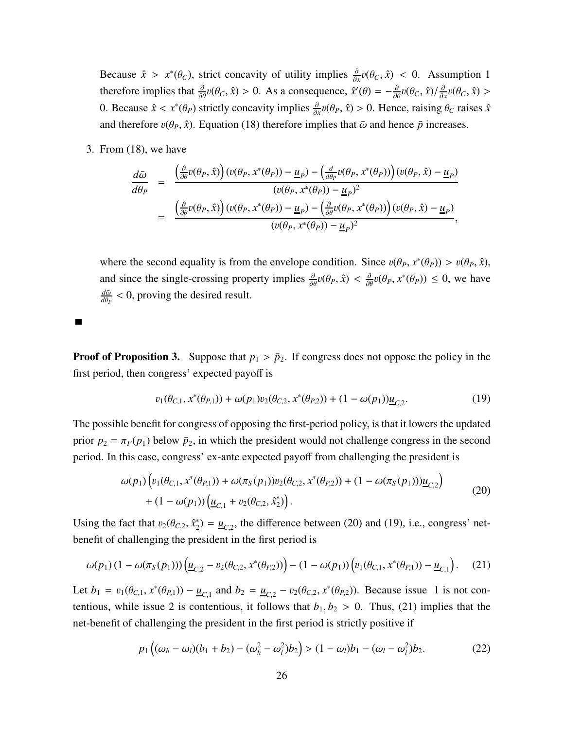Because $\hat{x} > x^*(\theta_C)$, strict concavity of utility implies $\frac{\partial}{\partial x}v(\theta_C, \hat{x}) < 0$. Assumption 1 therefore implies that $\frac{\partial}{\partial \theta}v(\theta_C, \hat{x}) > 0$. As a consequence, $\hat{x}'(\theta) = -\frac{\partial}{\partial \theta}v(\theta_C, \hat{x})/\frac{\partial}{\partial x}v(\theta_C, \hat{x}) > 0$. Because $\hat{x} < x^*(\theta_P)$ strictly concavity implies $\frac{\partial}{\partial x}v(\theta_P, \hat{x}) > 0$. Hence, raising $\theta_C$ raises $\hat{x}$ and therefore $v(\theta_P, \hat{x})$. Equation (18) therefore implies that $\bar{\omega}$ and hence $\bar{p}$ increases.

3. From (18), we have

$$
\begin{aligned}
\frac{d\bar{\omega}}{d\theta_P} &= \frac{\left(\frac{\partial}{\partial \theta}v(\theta_P, \hat{x})\right)\left(v(\theta_P, x^*(\theta_P)) - \underline{u}_P\right) - \left(\frac{d}{d\theta_P}v(\theta_P, x^*(\theta_P))\right)\left(v(\theta_P, \hat{x}) - \underline{u}_P\right)}{\left(v(\theta_P, x^*(\theta_P)) - \underline{u}_P\right)^2} \\
&= \frac{\left(\frac{\partial}{\partial \theta}v(\theta_P, \hat{x})\right)\left(v(\theta_P, x^*(\theta_P)) - \underline{u}_P\right) - \left(\frac{\partial}{\partial \theta}v(\theta_P, x^*(\theta_P))\right)\left(v(\theta_P, \hat{x}) - \underline{u}_P\right)}{\left(v(\theta_P, x^*(\theta_P)) - \underline{u}_P\right)^2},
\end{aligned}
$$

where the second equality is from the envelope condition. Since $v(\theta_P, x^*(\theta_P)) > v(\theta_P, \hat{x})$, and since the single-crossing property implies $\frac{\partial}{\partial \theta}v(\theta_P, \hat{x}) < \frac{\partial}{\partial \theta}v(\theta_P, x^*(\theta_P)) \leq 0$, we have $\frac{d\bar{\omega}}{d\theta_P} < 0$, proving the desired result.

■

**Proof of Proposition 3.** Suppose that $p_1 > \bar{p}_2$. If congress does not oppose the policy in the first period, then congress' expected payoff is

$$
v_1(\theta_{C,1}, x^*(\theta_{P,1})) + \omega(p_1)v_2(\theta_{C,2}, x^*(\theta_{P,2})) + (1 - \omega(p_1))\underline{u}_{C,2}. \tag{19}
$$

The possible benefit for congress of opposing the first-period policy, is that it lowers the updated prior $p_2 = \pi_F(p_1)$ below $\bar{p}_2$, in which the president would not challenge congress in the second period. In this case, congress' ex-ante expected payoff from challenging the president is

$$
\begin{aligned}
&\omega(p_1)\left(v_1(\theta_{C,1}, x^*(\theta_{P,1})) + \omega(\pi_S(p_1))v_2(\theta_{C,2}, x^*(\theta_{P,2})) + (1 - \omega(\pi_S(p_1)))\underline{u}_{C,2}\right) \\
&\quad + (1 - \omega(p_1))\left(\underline{u}_{C,1} + v_2(\theta_{C,2}, \hat{x}_2^*)\right).
\end{aligned} \tag{20}
$$

Using the fact that $v_2(\theta_{C,2}, \hat{x}_2^*) = \underline{u}_{C,2}$, the difference between (20) and (19), i.e., congress' net-benefit of challenging the president in the first period is

$$
\omega(p_1)\left(1 - \omega(\pi_S(p_1))\right)\left(\underline{u}_{C,2} - v_2(\theta_{C,2}, x^*(\theta_{P,2}))\right) - (1 - \omega(p_1))\left(v_1(\theta_{C,1}, x^*(\theta_{P,1})) - \underline{u}_{C,1}\right). \tag{21}
$$

Let $b_1 = v_1(\theta_{C,1}, x^*(\theta_{P,1})) - \underline{u}_{C,1}$ and $b_2 = \underline{u}_{C,2} - v_2(\theta_{C,2}, x^*(\theta_{P,2}))$. Because issue 1 is not contentious, while issue 2 is contentious, it follows that $b_1, b_2 > 0$. Thus, (21) implies that the net-benefit of challenging the president in the first period is strictly positive if

$$
p_1\left((\omega_h - \omega_l)(b_1 + b_2) - (\omega_h^2 - \omega_l^2)b_2\right) > (1 - \omega_l)b_1 - (\omega_l - \omega_l^2)b_2. \tag{22}
$$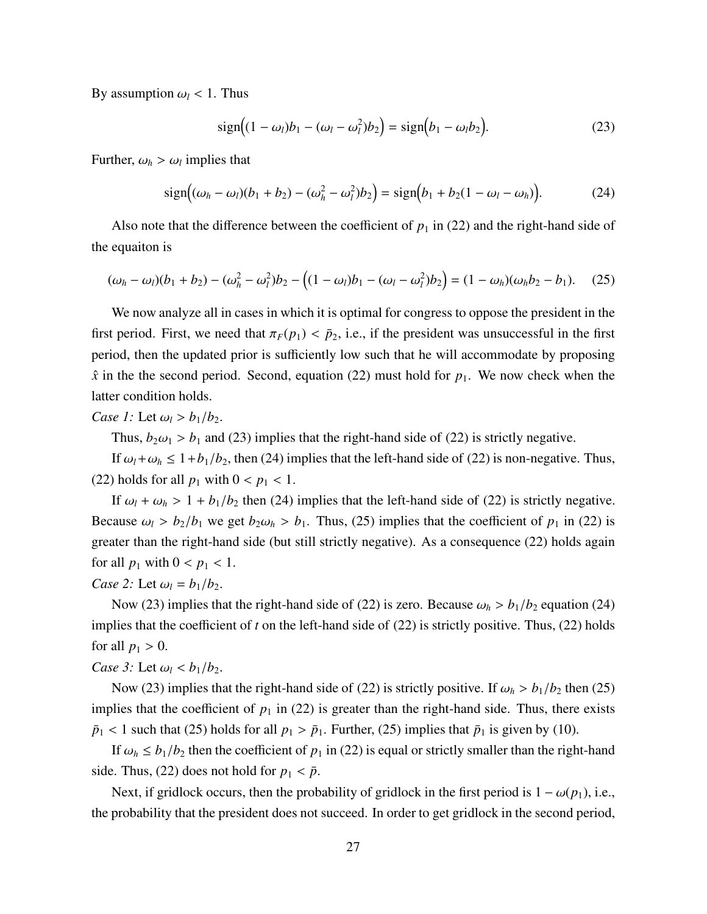By assumption $\omega_l < 1$. Thus

$$\text{sign}\Big((1-\omega_l)b_1 - (\omega_l - \omega_l^2)b_2\Big) = \text{sign}\Big(b_1 - \omega_l b_2\Big). \tag{23}$$

Further, $\omega_h > \omega_l$ implies that

$$\text{sign}\Big((\omega_h - \omega_l)(b_1 + b_2) - (\omega_h^2 - \omega_l^2)b_2\Big) = \text{sign}\Big(b_1 + b_2(1 - \omega_l - \omega_h)\Big). \tag{24}$$

Also note that the difference between the coefficient of $p_1$ in (22) and the right-hand side of the equaiton is

$$(\omega_h - \omega_l)(b_1 + b_2) - (\omega_h^2 - \omega_l^2)b_2 - \Big((1-\omega_l)b_1 - (\omega_l - \omega_l^2)b_2\Big) = (1-\omega_h)(\omega_h b_2 - b_1). \tag{25}$$

We now analyze all in cases in which it is optimal for congress to oppose the president in the first period. First, we need that $\pi_F(p_1) < \bar{p}_2$, i.e., if the president was unsuccessful in the first period, then the updated prior is sufficiently low such that he will accommodate by proposing $\hat{x}$ in the the second period. Second, equation (22) must hold for $p_1$. We now check when the latter condition holds.

*Case 1:* Let $\omega_l > b_1/b_2$.

Thus, $b_2\omega_1 > b_1$ and (23) implies that the right-hand side of (22) is strictly negative.

If $\omega_l + \omega_h \leq 1 + b_1/b_2$, then (24) implies that the left-hand side of (22) is non-negative. Thus, (22) holds for all $p_1$ with $0 < p_1 < 1$.

If $\omega_l + \omega_h > 1 + b_1/b_2$ then (24) implies that the left-hand side of (22) is strictly negative. Because $\omega_l > b_2/b_1$ we get $b_2\omega_h > b_1$. Thus, (25) implies that the coefficient of $p_1$ in (22) is greater than the right-hand side (but still strictly negative). As a consequence (22) holds again for all $p_1$ with $0 < p_1 < 1$.

*Case 2:* Let $\omega_l = b_1/b_2$.

Now (23) implies that the right-hand side of (22) is zero. Because $\omega_h > b_1/b_2$ equation (24) implies that the coefficient of $t$ on the left-hand side of (22) is strictly positive. Thus, (22) holds for all $p_1 > 0$.

*Case 3:* Let $\omega_l < b_1/b_2$.

Now (23) implies that the right-hand side of (22) is strictly positive. If $\omega_h > b_1/b_2$ then (25) implies that the coefficient of $p_1$ in (22) is greater than the right-hand side. Thus, there exists $\bar{p}_1 < 1$ such that (25) holds for all $p_1 > \bar{p}_1$. Further, (25) implies that $\bar{p}_1$ is given by (10).

If $\omega_h \leq b_1/b_2$ then the coefficient of $p_1$ in (22) is equal or strictly smaller than the right-hand side. Thus, (22) does not hold for $p_1 < \bar{p}$.

Next, if gridlock occurs, then the probability of gridlock in the first period is $1 - \omega(p_1)$, i.e., the probability that the president does not succeed. In order to get gridlock in the second period,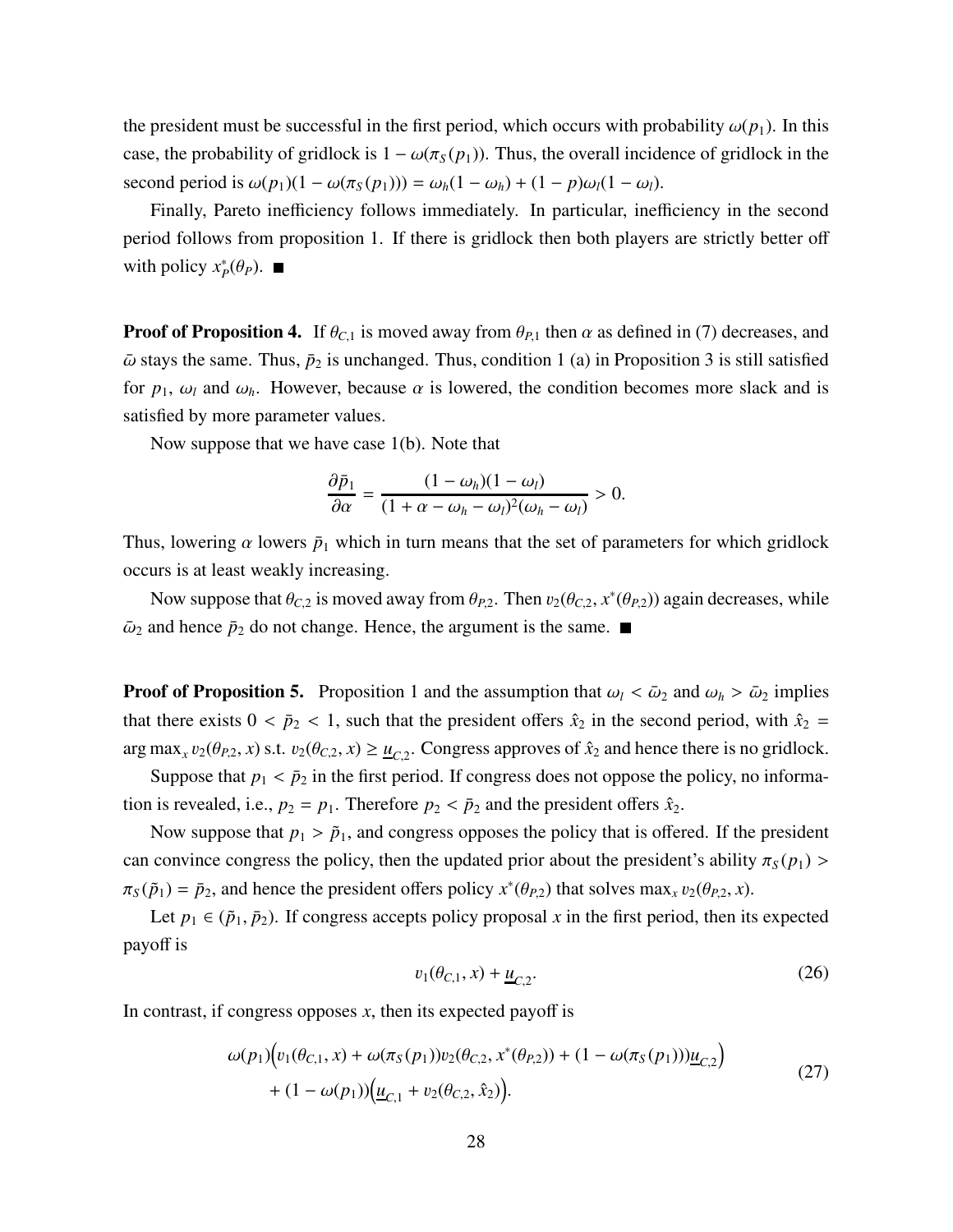the president must be successful in the first period, which occurs with probability $\omega(p_1)$. In this case, the probability of gridlock is $1 - \omega(\pi_S(p_1))$. Thus, the overall incidence of gridlock in the second period is $\omega(p_1)(1 - \omega(\pi_S(p_1))) = \omega_h(1 - \omega_h) + (1 - p)\omega_l(1 - \omega_l)$.

Finally, Pareto inefficiency follows immediately. In particular, inefficiency in the second period follows from proposition 1. If there is gridlock then both players are strictly better off with policy $x_P^*(\theta_P)$. ■

**Proof of Proposition 4.** If $\theta_{C,1}$ is moved away from $\theta_{P,1}$ then $\alpha$ as defined in (7) decreases, and $\bar{\omega}$ stays the same. Thus, $\bar{p}_2$ is unchanged. Thus, condition 1 (a) in Proposition 3 is still satisfied for $p_1$, $\omega_l$ and $\omega_h$. However, because $\alpha$ is lowered, the condition becomes more slack and is satisfied by more parameter values.

Now suppose that we have case 1(b). Note that

$$\frac{\partial \bar{p}_1}{\partial \alpha} = \frac{(1 - \omega_h)(1 - \omega_l)}{(1 + \alpha - \omega_h - \omega_l)^2(\omega_h - \omega_l)} > 0.$$

Thus, lowering $\alpha$ lowers $\bar{p}_1$ which in turn means that the set of parameters for which gridlock occurs is at least weakly increasing.

Now suppose that $\theta_{C,2}$ is moved away from $\theta_{P,2}$. Then $v_2(\theta_{C,2}, x^*(\theta_{P,2}))$ again decreases, while $\bar{\omega}_2$ and hence $\bar{p}_2$ do not change. Hence, the argument is the same. ■

**Proof of Proposition 5.** Proposition 1 and the assumption that $\omega_l < \bar{\omega}_2$ and $\omega_h > \bar{\omega}_2$ implies that there exists $0 < \bar{p}_2 < 1$, such that the president offers $\hat{x}_2$ in the second period, with $\hat{x}_2 = \arg\max_x v_2(\theta_{P,2}, x)$ s.t. $v_2(\theta_{C,2}, x) \geq \underline{u}_{C,2}$. Congress approves of $\hat{x}_2$ and hence there is no gridlock.

Suppose that $p_1 < \bar{p}_2$ in the first period. If congress does not oppose the policy, no information is revealed, i.e., $p_2 = p_1$. Therefore $p_2 < \bar{p}_2$ and the president offers $\hat{x}_2$.

Now suppose that $p_1 > \tilde{p}_1$, and congress opposes the policy that is offered. If the president can convince congress the policy, then the updated prior about the president's ability $\pi_S(p_1) > \pi_S(\tilde{p}_1) = \bar{p}_2$, and hence the president offers policy $x^*(\theta_{P,2})$ that solves $\max_x v_2(\theta_{P,2}, x)$.

Let $p_1 \in (\tilde{p}_1, \bar{p}_2)$. If congress accepts policy proposal $x$ in the first period, then its expected payoff is

$$v_1(\theta_{C,1}, x) + \underline{u}_{C,2}. \tag{26}$$

In contrast, if congress opposes $x$, then its expected payoff is

$$\begin{aligned}
&\omega(p_1)\Big(v_1(\theta_{C,1}, x) + \omega(\pi_S(p_1))v_2(\theta_{C,2}, x^*(\theta_{P,2})) + (1 - \omega(\pi_S(p_1)))\underline{u}_{C,2}\Big) \\
&\quad + (1 - \omega(p_1))\Big(\underline{u}_{C,1} + v_2(\theta_{C,2}, \hat{x}_2)\Big).
\end{aligned} \tag{27}$$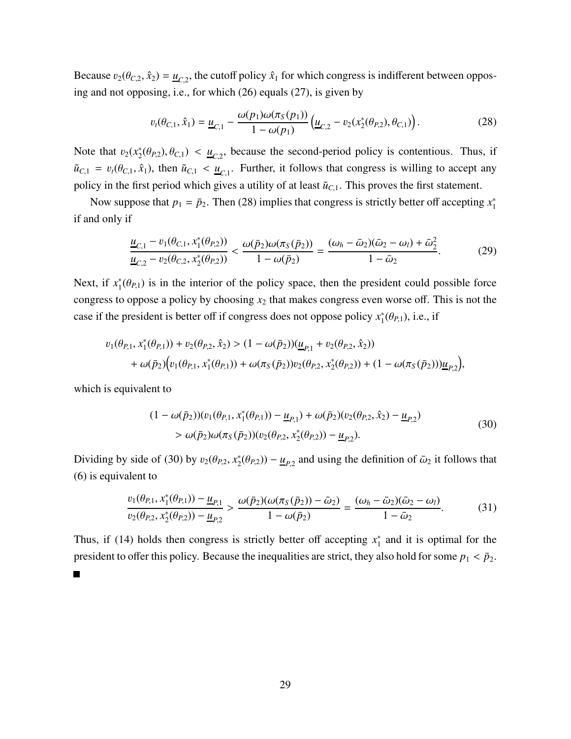Because $v_2(\theta_{C,2}, \hat{x}_2) = \underline{u}_{C,2}$, the cutoff policy $\hat{x}_1$ for which congress is indifferent between opposing and not opposing, i.e., for which (26) equals (27), is given by

$$v_t(\theta_{C,1}, \hat{x}_1) = \underline{u}_{C,1} - \frac{\omega(p_1)\omega(\pi_S(p_1))}{1 - \omega(p_1)} \left( \underline{u}_{C,2} - v_2(x_2^*(\theta_{P,2}), \theta_{C,1}) \right). \tag{28}$$

Note that $v_2(x_2^*(\theta_{P,2}), \theta_{C,1}) < \underline{u}_{C,2}$, because the second-period policy is contentious. Thus, if $\tilde{u}_{C,1} = v_t(\theta_{C,1}, \hat{x}_1)$, then $\tilde{u}_{C,1} < \underline{u}_{C,1}$. Further, it follows that congress is willing to accept any policy in the first period which gives a utility of at least $\tilde{u}_{C,1}$. This proves the first statement.

Now suppose that $p_1 = \bar{p}_2$. Then (28) implies that congress is strictly better off accepting $x_1^*$ if and only if

$$\frac{\underline{u}_{C,1} - v_1(\theta_{C,1}, x_1^*(\theta_{P,2}))}{\underline{u}_{C,2} - v_2(\theta_{C,2}, x_2^*(\theta_{P,2}))} < \frac{\omega(\bar{p}_2)\omega(\pi_S(\bar{p}_2))}{1 - \omega(\bar{p}_2)} = \frac{(\omega_h - \bar{\omega}_2)(\bar{\omega}_2 - \omega_l) + \bar{\omega}_2^2}{1 - \bar{\omega}_2}. \tag{29}$$

Next, if $x_1^*(\theta_{P,1})$ is in the interior of the policy space, then the president could possible force congress to oppose a policy by choosing $x_2$ that makes congress even worse off. This is not the case if the president is better off if congress does not oppose policy $x_1^*(\theta_{P,1})$, i.e., if

$$\begin{aligned}
v_1(\theta_{P,1}, x_1^*(\theta_{P,1})) + v_2(\theta_{P,2}, \hat{x}_2) &> (1 - \omega(\bar{p}_2))(\underline{u}_{P,1} + v_2(\theta_{P,2}, \hat{x}_2)) \\
&\quad + \omega(\bar{p}_2)\Big(v_1(\theta_{P,1}, x_1^*(\theta_{P,1})) + \omega(\pi_S(\bar{p}_2))v_2(\theta_{P,2}, x_2^*(\theta_{P,2})) + (1 - \omega(\pi_S(\bar{p}_2)))\underline{u}_{P,2}\Big),
\end{aligned}$$

which is equivalent to

$$\begin{aligned}
&(1 - \omega(\bar{p}_2))(v_1(\theta_{P,1}, x_1^*(\theta_{P,1})) - \underline{u}_{P,1}) + \omega(\bar{p}_2)(v_2(\theta_{P,2}, \hat{x}_2) - \underline{u}_{P,2}) \\
&\quad > \omega(\bar{p}_2)\omega(\pi_S(\bar{p}_2))(v_2(\theta_{P,2}, x_2^*(\theta_{P,2})) - \underline{u}_{P,2}).
\end{aligned} \tag{30}$$

Dividing by side of (30) by $v_2(\theta_{P,2}, x_2^*(\theta_{P,2})) - \underline{u}_{P,2}$ and using the definition of $\bar{\omega}_2$ it follows that (6) is equivalent to

$$\frac{v_1(\theta_{P,1}, x_1^*(\theta_{P,1})) - \underline{u}_{P,1}}{v_2(\theta_{P,2}, x_2^*(\theta_{P,2})) - \underline{u}_{P,2}} > \frac{\omega(\bar{p}_2)(\omega(\pi_S(\bar{p}_2)) - \bar{\omega}_2)}{1 - \omega(\bar{p}_2)} = \frac{(\omega_h - \bar{\omega}_2)(\bar{\omega}_2 - \omega_l)}{1 - \bar{\omega}_2}. \tag{31}$$

Thus, if (14) holds then congress is strictly better off accepting $x_1^*$ and it is optimal for the president to offer this policy. Because the inequalities are strict, they also hold for some $p_1 < \bar{p}_2$. ■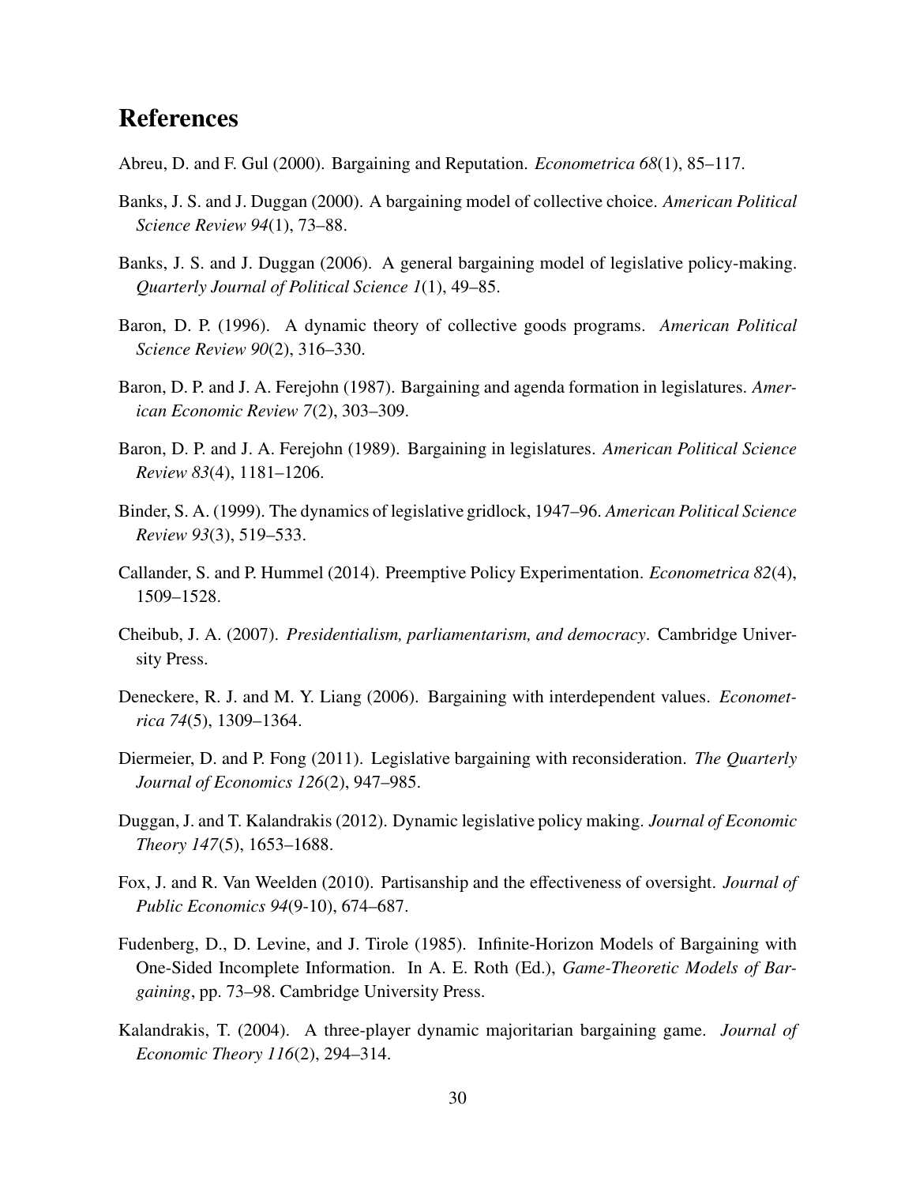# References

Abreu, D. and F. Gul (2000). Bargaining and Reputation. *Econometrica 68*(1), 85–117.

Banks, J. S. and J. Duggan (2000). A bargaining model of collective choice. *American Political Science Review 94*(1), 73–88.

Banks, J. S. and J. Duggan (2006). A general bargaining model of legislative policy-making. *Quarterly Journal of Political Science 1*(1), 49–85.

Baron, D. P. (1996). A dynamic theory of collective goods programs. *American Political Science Review 90*(2), 316–330.

Baron, D. P. and J. A. Ferejohn (1987). Bargaining and agenda formation in legislatures. *American Economic Review 7*(2), 303–309.

Baron, D. P. and J. A. Ferejohn (1989). Bargaining in legislatures. *American Political Science Review 83*(4), 1181–1206.

Binder, S. A. (1999). The dynamics of legislative gridlock, 1947–96. *American Political Science Review 93*(3), 519–533.

Callander, S. and P. Hummel (2014). Preemptive Policy Experimentation. *Econometrica 82*(4), 1509–1528.

Cheibub, J. A. (2007). *Presidentialism, parliamentarism, and democracy*. Cambridge University Press.

Deneckere, R. J. and M. Y. Liang (2006). Bargaining with interdependent values. *Econometrica 74*(5), 1309–1364.

Diermeier, D. and P. Fong (2011). Legislative bargaining with reconsideration. *The Quarterly Journal of Economics 126*(2), 947–985.

Duggan, J. and T. Kalandrakis (2012). Dynamic legislative policy making. *Journal of Economic Theory 147*(5), 1653–1688.

Fox, J. and R. Van Weelden (2010). Partisanship and the effectiveness of oversight. *Journal of Public Economics 94*(9-10), 674–687.

Fudenberg, D., D. Levine, and J. Tirole (1985). Infinite-Horizon Models of Bargaining with One-Sided Incomplete Information. In A. E. Roth (Ed.), *Game-Theoretic Models of Bargaining*, pp. 73–98. Cambridge University Press.

Kalandrakis, T. (2004). A three-player dynamic majoritarian bargaining game. *Journal of Economic Theory 116*(2), 294–314.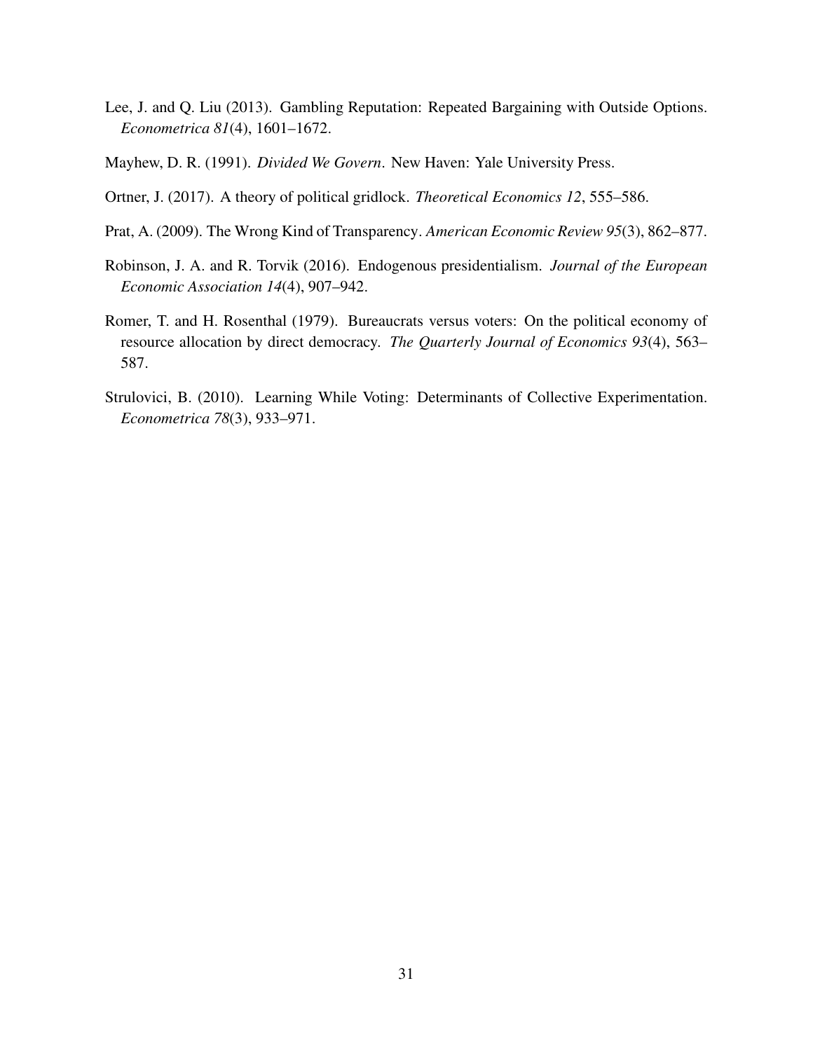Lee, J. and Q. Liu (2013). Gambling Reputation: Repeated Bargaining with Outside Options. *Econometrica 81*(4), 1601–1672.

Mayhew, D. R. (1991). *Divided We Govern*. New Haven: Yale University Press.

Ortner, J. (2017). A theory of political gridlock. *Theoretical Economics 12*, 555–586.

Prat, A. (2009). The Wrong Kind of Transparency. *American Economic Review 95*(3), 862–877.

Robinson, J. A. and R. Torvik (2016). Endogenous presidentialism. *Journal of the European Economic Association 14*(4), 907–942.

Romer, T. and H. Rosenthal (1979). Bureaucrats versus voters: On the political economy of resource allocation by direct democracy. *The Quarterly Journal of Economics 93*(4), 563–587.

Strulovici, B. (2010). Learning While Voting: Determinants of Collective Experimentation. *Econometrica 78*(3), 933–971.